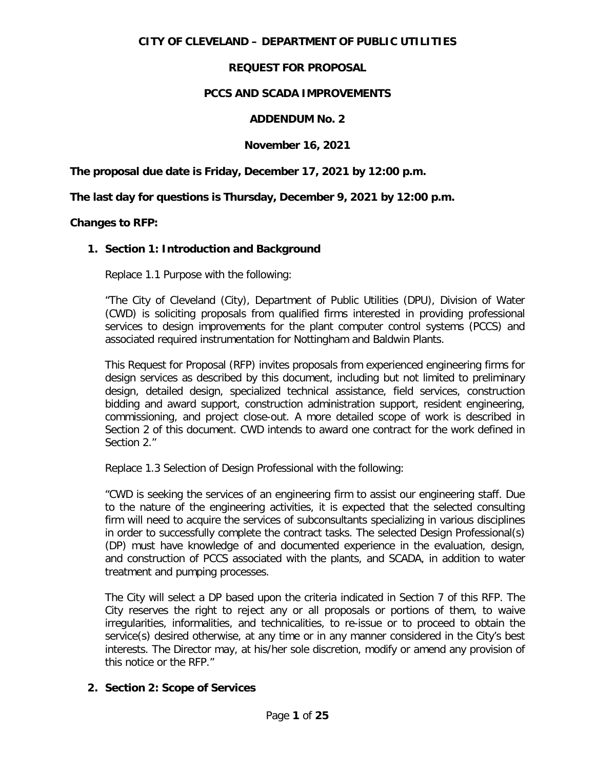**CITY OF CLEVELAND – DEPARTMENT OF PUBLIC UTILITIES**

**REQUEST FOR PROPOSAL**

**PCCS AND SCADA IMPROVEMENTS**

**ADDENDUM No. 2**

**November 16, 2021**

**The proposal due date is Friday, December 17, 2021 by 12:00 p.m.**

**The last day for questions is Thursday, December 9, 2021 by 12:00 p.m.**

**Changes to RFP:**

1. **Section 1: Introduction and Background**

   Replace 1.1 Purpose with the following:

   "The City of Cleveland (City), Department of Public Utilities (DPU), Division of Water (CWD) is soliciting proposals from qualified firms interested in providing professional services to design improvements for the plant computer control systems (PCCS) and associated required instrumentation for Nottingham and Baldwin Plants.

   This Request for Proposal (RFP) invites proposals from experienced engineering firms for design services as described by this document, including but not limited to preliminary design, detailed design, specialized technical assistance, field services, construction bidding and award support, construction administration support, resident engineering, commissioning, and project close-out. A more detailed scope of work is described in Section 2 of this document. CWD intends to award one contract for the work defined in Section 2."

   Replace 1.3 Selection of Design Professional with the following:

   "CWD is seeking the services of an engineering firm to assist our engineering staff. Due to the nature of the engineering activities, it is expected that the selected consulting firm will need to acquire the services of subconsultants specializing in various disciplines in order to successfully complete the contract tasks. The selected Design Professional(s) (DP) must have knowledge of and documented experience in the evaluation, design, and construction of PCCS associated with the plants, and SCADA, in addition to water treatment and pumping processes.

   The City will select a DP based upon the criteria indicated in Section 7 of this RFP. The City reserves the right to reject any or all proposals or portions of them, to waive irregularities, informalities, and technicalities, to re-issue or to proceed to obtain the service(s) desired otherwise, at any time or in any manner considered in the City's best interests. The Director may, at his/her sole discretion, modify or amend any provision of this notice or the RFP."

2. **Section 2: Scope of Services**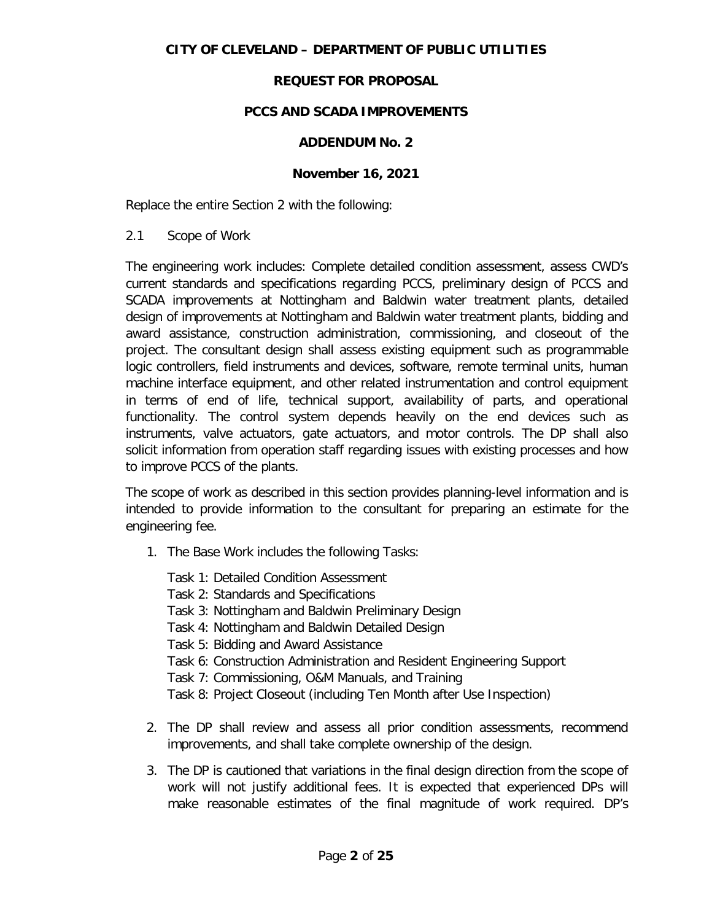**CITY OF CLEVELAND – DEPARTMENT OF PUBLIC UTILITIES**

**REQUEST FOR PROPOSAL**

**PCCS AND SCADA IMPROVEMENTS**

**ADDENDUM No. 2**

**November 16, 2021**

Replace the entire Section 2 with the following:

2.1 Scope of Work

The engineering work includes: Complete detailed condition assessment, assess CWD's current standards and specifications regarding PCCS, preliminary design of PCCS and SCADA improvements at Nottingham and Baldwin water treatment plants, detailed design of improvements at Nottingham and Baldwin water treatment plants, bidding and award assistance, construction administration, commissioning, and closeout of the project. The consultant design shall assess existing equipment such as programmable logic controllers, field instruments and devices, software, remote terminal units, human machine interface equipment, and other related instrumentation and control equipment in terms of end of life, technical support, availability of parts, and operational functionality. The control system depends heavily on the end devices such as instruments, valve actuators, gate actuators, and motor controls. The DP shall also solicit information from operation staff regarding issues with existing processes and how to improve PCCS of the plants.

The scope of work as described in this section provides planning-level information and is intended to provide information to the consultant for preparing an estimate for the engineering fee.

1. The Base Work includes the following Tasks:

   Task 1: Detailed Condition Assessment
   Task 2: Standards and Specifications
   Task 3: Nottingham and Baldwin Preliminary Design
   Task 4: Nottingham and Baldwin Detailed Design
   Task 5: Bidding and Award Assistance
   Task 6: Construction Administration and Resident Engineering Support
   Task 7: Commissioning, O&M Manuals, and Training
   Task 8: Project Closeout (including Ten Month after Use Inspection)

2. The DP shall review and assess all prior condition assessments, recommend improvements, and shall take complete ownership of the design.

3. The DP is cautioned that variations in the final design direction from the scope of work will not justify additional fees. It is expected that experienced DPs will make reasonable estimates of the final magnitude of work required. DP's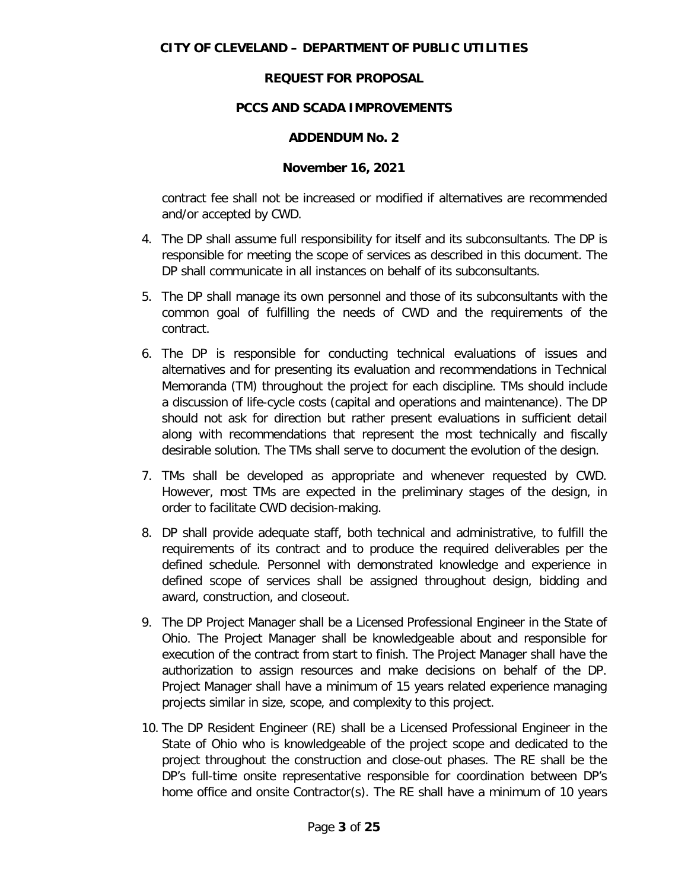contract fee shall not be increased or modified if alternatives are recommended and/or accepted by CWD.

4. The DP shall assume full responsibility for itself and its subconsultants. The DP is responsible for meeting the scope of services as described in this document. The DP shall communicate in all instances on behalf of its subconsultants.

5. The DP shall manage its own personnel and those of its subconsultants with the common goal of fulfilling the needs of CWD and the requirements of the contract.

6. The DP is responsible for conducting technical evaluations of issues and alternatives and for presenting its evaluation and recommendations in Technical Memoranda (TM) throughout the project for each discipline. TMs should include a discussion of life-cycle costs (capital and operations and maintenance). The DP should not ask for direction but rather present evaluations in sufficient detail along with recommendations that represent the most technically and fiscally desirable solution. The TMs shall serve to document the evolution of the design.

7. TMs shall be developed as appropriate and whenever requested by CWD. However, most TMs are expected in the preliminary stages of the design, in order to facilitate CWD decision-making.

8. DP shall provide adequate staff, both technical and administrative, to fulfill the requirements of its contract and to produce the required deliverables per the defined schedule. Personnel with demonstrated knowledge and experience in defined scope of services shall be assigned throughout design, bidding and award, construction, and closeout.

9. The DP Project Manager shall be a Licensed Professional Engineer in the State of Ohio. The Project Manager shall be knowledgeable about and responsible for execution of the contract from start to finish. The Project Manager shall have the authorization to assign resources and make decisions on behalf of the DP. Project Manager shall have a minimum of 15 years related experience managing projects similar in size, scope, and complexity to this project.

10. The DP Resident Engineer (RE) shall be a Licensed Professional Engineer in the State of Ohio who is knowledgeable of the project scope and dedicated to the project throughout the construction and close-out phases. The RE shall be the DP's full-time onsite representative responsible for coordination between DP's home office and onsite Contractor(s). The RE shall have a minimum of 10 years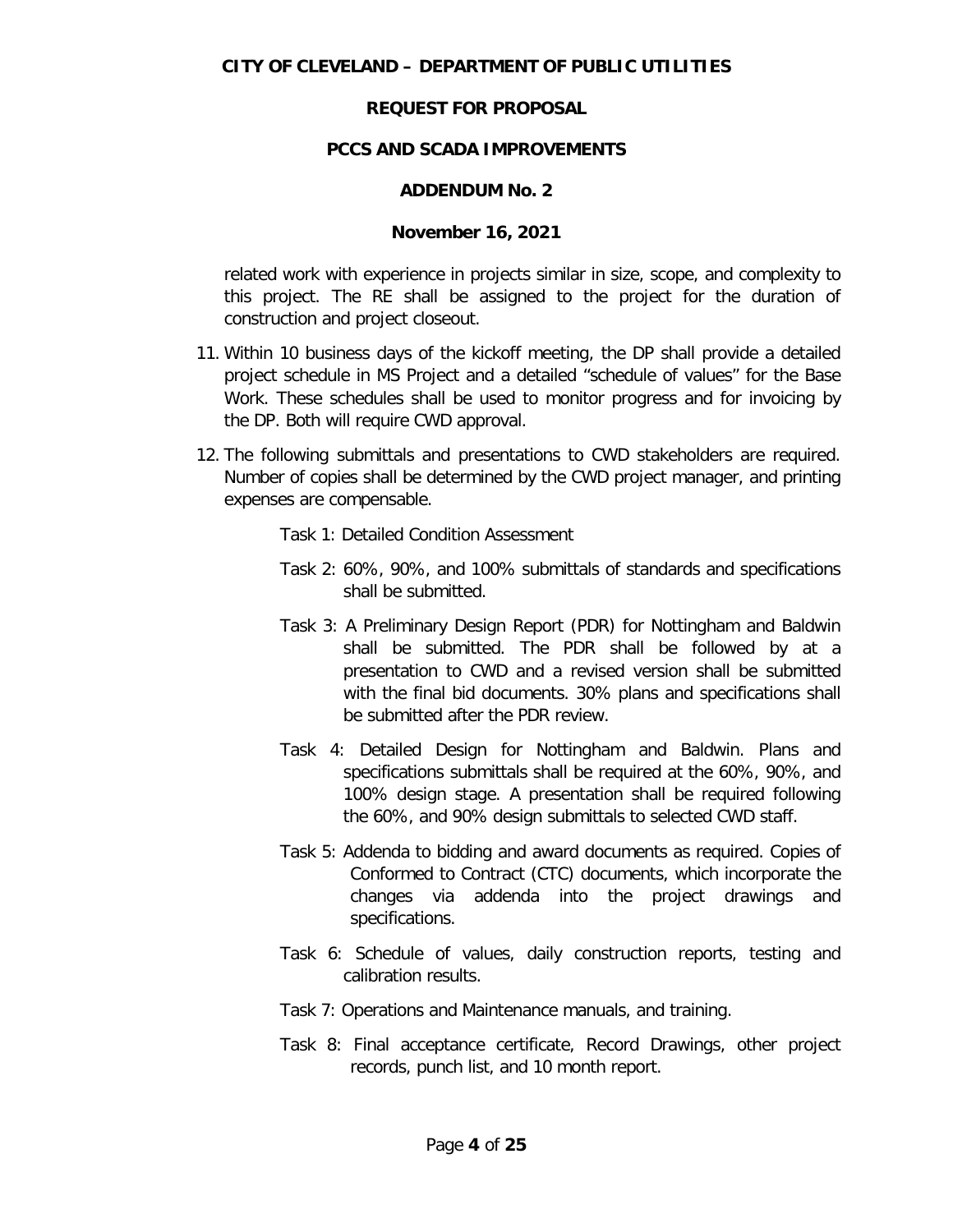related work with experience in projects similar in size, scope, and complexity to this project. The RE shall be assigned to the project for the duration of construction and project closeout.

11. Within 10 business days of the kickoff meeting, the DP shall provide a detailed project schedule in MS Project and a detailed "schedule of values" for the Base Work. These schedules shall be used to monitor progress and for invoicing by the DP. Both will require CWD approval.

12. The following submittals and presentations to CWD stakeholders are required. Number of copies shall be determined by the CWD project manager, and printing expenses are compensable.

    Task 1: Detailed Condition Assessment

    Task 2: 60%, 90%, and 100% submittals of standards and specifications shall be submitted.

    Task 3: A Preliminary Design Report (PDR) for Nottingham and Baldwin shall be submitted. The PDR shall be followed by at a presentation to CWD and a revised version shall be submitted with the final bid documents. 30% plans and specifications shall be submitted after the PDR review.

    Task 4: Detailed Design for Nottingham and Baldwin. Plans and specifications submittals shall be required at the 60%, 90%, and 100% design stage. A presentation shall be required following the 60%, and 90% design submittals to selected CWD staff.

    Task 5: Addenda to bidding and award documents as required. Copies of Conformed to Contract (CTC) documents, which incorporate the changes via addenda into the project drawings and specifications.

    Task 6: Schedule of values, daily construction reports, testing and calibration results.

    Task 7: Operations and Maintenance manuals, and training.

    Task 8: Final acceptance certificate, Record Drawings, other project records, punch list, and 10 month report.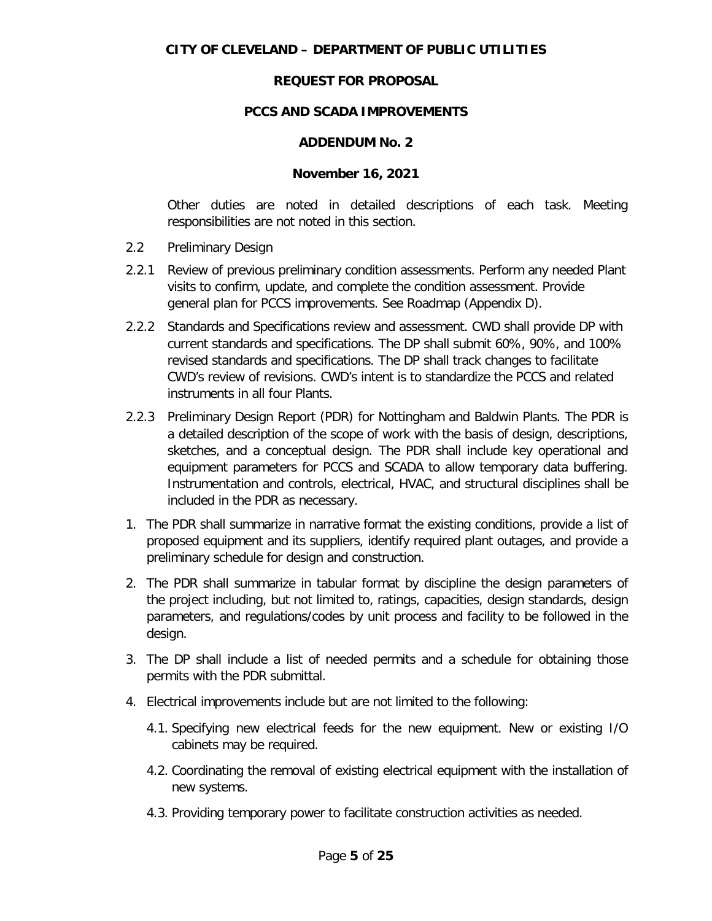Other duties are noted in detailed descriptions of each task. Meeting responsibilities are not noted in this section.

2.2 Preliminary Design

2.2.1 Review of previous preliminary condition assessments. Perform any needed Plant visits to confirm, update, and complete the condition assessment. Provide general plan for PCCS improvements. See Roadmap (Appendix D).

2.2.2 Standards and Specifications review and assessment. CWD shall provide DP with current standards and specifications. The DP shall submit 60%, 90%, and 100% revised standards and specifications. The DP shall track changes to facilitate CWD's review of revisions. CWD's intent is to standardize the PCCS and related instruments in all four Plants.

2.2.3 Preliminary Design Report (PDR) for Nottingham and Baldwin Plants. The PDR is a detailed description of the scope of work with the basis of design, descriptions, sketches, and a conceptual design. The PDR shall include key operational and equipment parameters for PCCS and SCADA to allow temporary data buffering. Instrumentation and controls, electrical, HVAC, and structural disciplines shall be included in the PDR as necessary.

1. The PDR shall summarize in narrative format the existing conditions, provide a list of proposed equipment and its suppliers, identify required plant outages, and provide a preliminary schedule for design and construction.

2. The PDR shall summarize in tabular format by discipline the design parameters of the project including, but not limited to, ratings, capacities, design standards, design parameters, and regulations/codes by unit process and facility to be followed in the design.

3. The DP shall include a list of needed permits and a schedule for obtaining those permits with the PDR submittal.

4. Electrical improvements include but are not limited to the following:

   4.1. Specifying new electrical feeds for the new equipment. New or existing I/O cabinets may be required.

   4.2. Coordinating the removal of existing electrical equipment with the installation of new systems.

   4.3. Providing temporary power to facilitate construction activities as needed.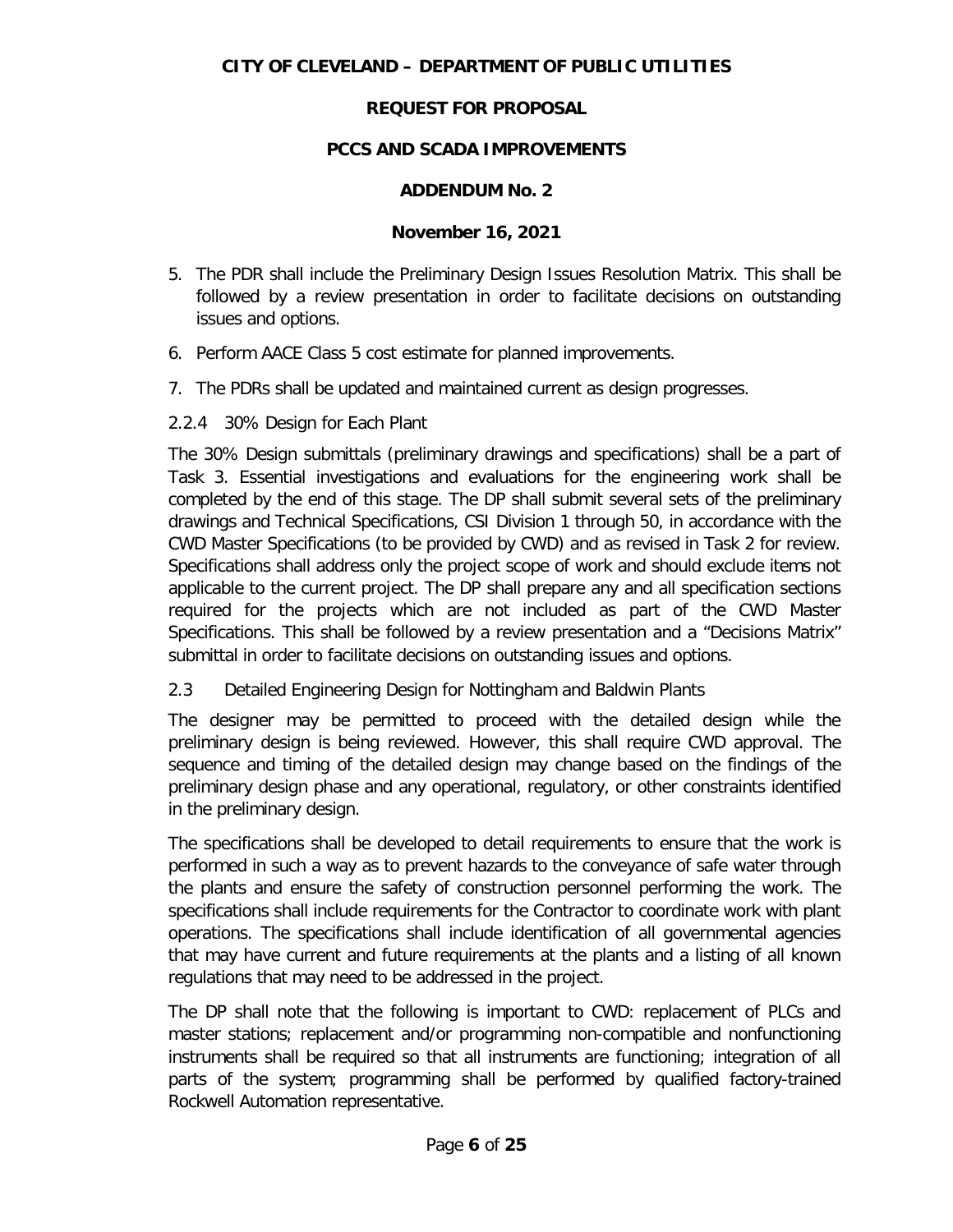5. The PDR shall include the Preliminary Design Issues Resolution Matrix. This shall be followed by a review presentation in order to facilitate decisions on outstanding issues and options.
6. Perform AACE Class 5 cost estimate for planned improvements.
7. The PDRs shall be updated and maintained current as design progresses.

2.2.4 30% Design for Each Plant

The 30% Design submittals (preliminary drawings and specifications) shall be a part of Task 3. Essential investigations and evaluations for the engineering work shall be completed by the end of this stage. The DP shall submit several sets of the preliminary drawings and Technical Specifications, CSI Division 1 through 50, in accordance with the CWD Master Specifications (to be provided by CWD) and as revised in Task 2 for review. Specifications shall address only the project scope of work and should exclude items not applicable to the current project. The DP shall prepare any and all specification sections required for the projects which are not included as part of the CWD Master Specifications. This shall be followed by a review presentation and a "Decisions Matrix" submittal in order to facilitate decisions on outstanding issues and options.

2.3 Detailed Engineering Design for Nottingham and Baldwin Plants

The designer may be permitted to proceed with the detailed design while the preliminary design is being reviewed. However, this shall require CWD approval. The sequence and timing of the detailed design may change based on the findings of the preliminary design phase and any operational, regulatory, or other constraints identified in the preliminary design.

The specifications shall be developed to detail requirements to ensure that the work is performed in such a way as to prevent hazards to the conveyance of safe water through the plants and ensure the safety of construction personnel performing the work. The specifications shall include requirements for the Contractor to coordinate work with plant operations. The specifications shall include identification of all governmental agencies that may have current and future requirements at the plants and a listing of all known regulations that may need to be addressed in the project.

The DP shall note that the following is important to CWD: replacement of PLCs and master stations; replacement and/or programming non-compatible and nonfunctioning instruments shall be required so that all instruments are functioning; integration of all parts of the system; programming shall be performed by qualified factory-trained Rockwell Automation representative.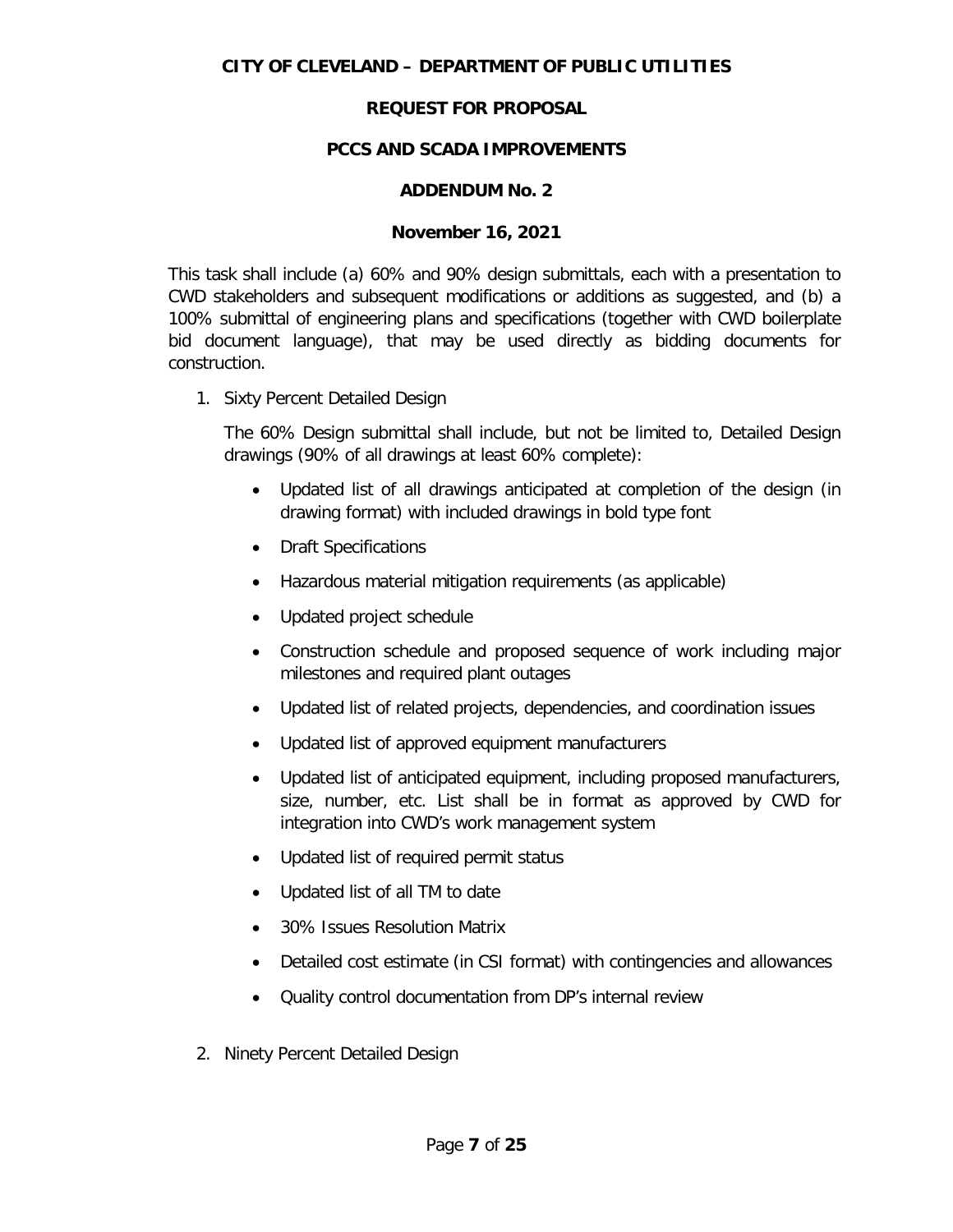This task shall include (a) 60% and 90% design submittals, each with a presentation to CWD stakeholders and subsequent modifications or additions as suggested, and (b) a 100% submittal of engineering plans and specifications (together with CWD boilerplate bid document language), that may be used directly as bidding documents for construction.

1. Sixty Percent Detailed Design

   The 60% Design submittal shall include, but not be limited to, Detailed Design drawings (90% of all drawings at least 60% complete):

   - Updated list of all drawings anticipated at completion of the design (in drawing format) with included drawings in bold type font
   - Draft Specifications
   - Hazardous material mitigation requirements (as applicable)
   - Updated project schedule
   - Construction schedule and proposed sequence of work including major milestones and required plant outages
   - Updated list of related projects, dependencies, and coordination issues
   - Updated list of approved equipment manufacturers
   - Updated list of anticipated equipment, including proposed manufacturers, size, number, etc. List shall be in format as approved by CWD for integration into CWD's work management system
   - Updated list of required permit status
   - Updated list of all TM to date
   - 30% Issues Resolution Matrix
   - Detailed cost estimate (in CSI format) with contingencies and allowances
   - Quality control documentation from DP's internal review

2. Ninety Percent Detailed Design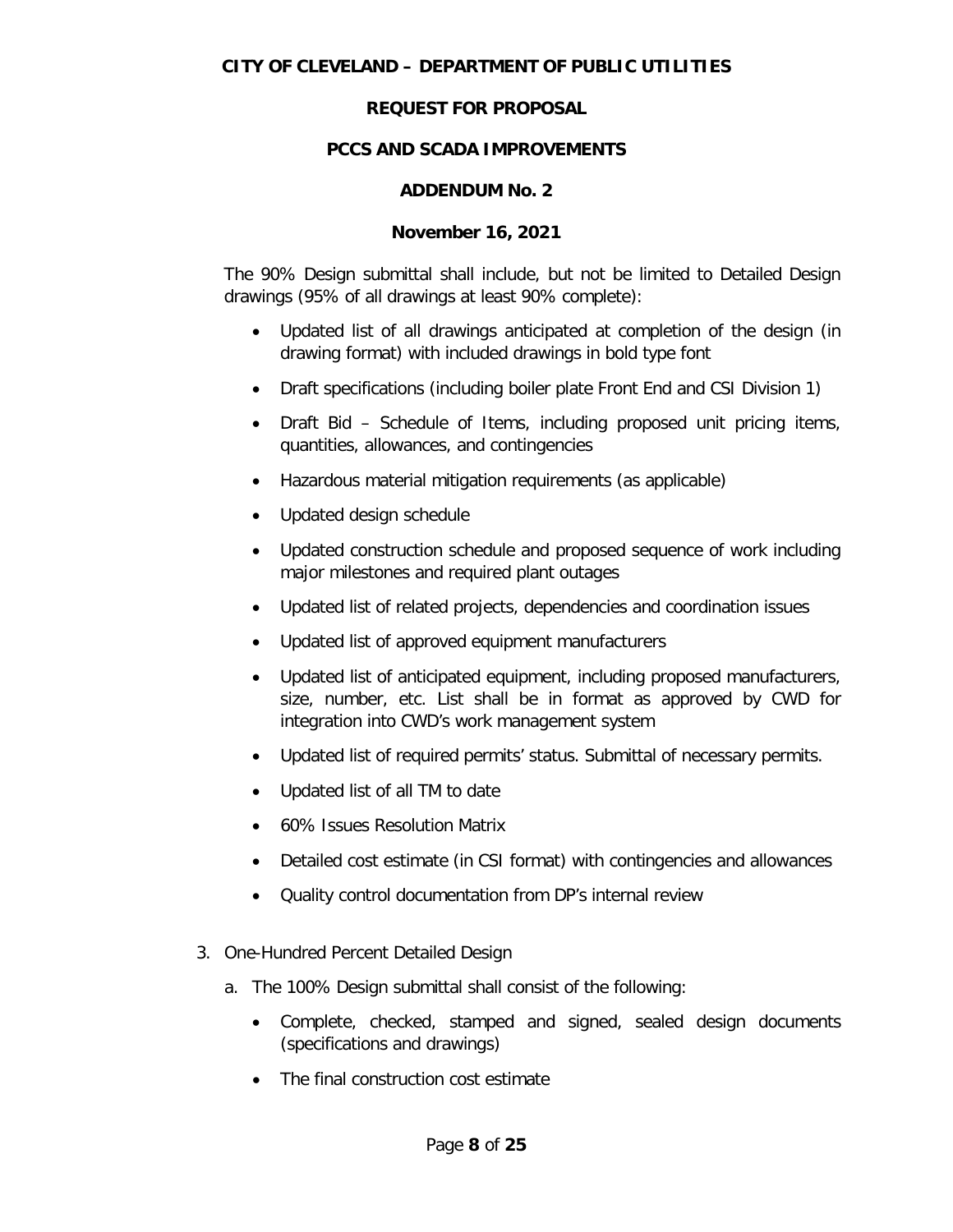The 90% Design submittal shall include, but not be limited to Detailed Design drawings (95% of all drawings at least 90% complete):

- Updated list of all drawings anticipated at completion of the design (in drawing format) with included drawings in bold type font
- Draft specifications (including boiler plate Front End and CSI Division 1)
- Draft Bid – Schedule of Items, including proposed unit pricing items, quantities, allowances, and contingencies
- Hazardous material mitigation requirements (as applicable)
- Updated design schedule
- Updated construction schedule and proposed sequence of work including major milestones and required plant outages
- Updated list of related projects, dependencies and coordination issues
- Updated list of approved equipment manufacturers
- Updated list of anticipated equipment, including proposed manufacturers, size, number, etc. List shall be in format as approved by CWD for integration into CWD's work management system
- Updated list of required permits' status. Submittal of necessary permits.
- Updated list of all TM to date
- 60% Issues Resolution Matrix
- Detailed cost estimate (in CSI format) with contingencies and allowances
- Quality control documentation from DP's internal review

3. One-Hundred Percent Detailed Design

   a. The 100% Design submittal shall consist of the following:

      - Complete, checked, stamped and signed, sealed design documents (specifications and drawings)
      - The final construction cost estimate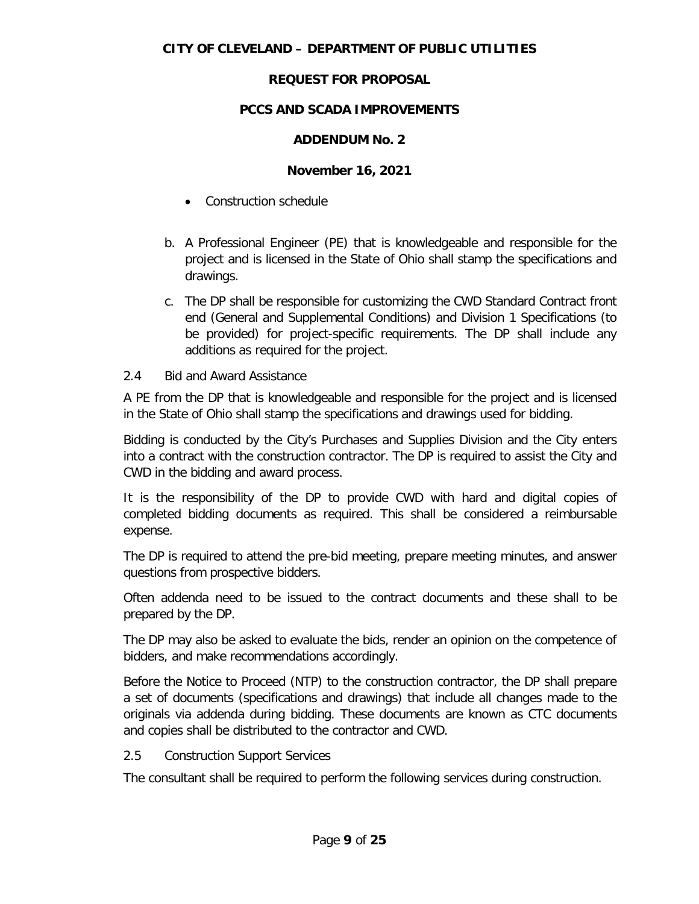- Construction schedule

b. A Professional Engineer (PE) that is knowledgeable and responsible for the project and is licensed in the State of Ohio shall stamp the specifications and drawings.

c. The DP shall be responsible for customizing the CWD Standard Contract front end (General and Supplemental Conditions) and Division 1 Specifications (to be provided) for project-specific requirements. The DP shall include any additions as required for the project.

2.4 Bid and Award Assistance

A PE from the DP that is knowledgeable and responsible for the project and is licensed in the State of Ohio shall stamp the specifications and drawings used for bidding.

Bidding is conducted by the City's Purchases and Supplies Division and the City enters into a contract with the construction contractor. The DP is required to assist the City and CWD in the bidding and award process.

It is the responsibility of the DP to provide CWD with hard and digital copies of completed bidding documents as required. This shall be considered a reimbursable expense.

The DP is required to attend the pre-bid meeting, prepare meeting minutes, and answer questions from prospective bidders.

Often addenda need to be issued to the contract documents and these shall to be prepared by the DP.

The DP may also be asked to evaluate the bids, render an opinion on the competence of bidders, and make recommendations accordingly.

Before the Notice to Proceed (NTP) to the construction contractor, the DP shall prepare a set of documents (specifications and drawings) that include all changes made to the originals via addenda during bidding. These documents are known as CTC documents and copies shall be distributed to the contractor and CWD.

2.5 Construction Support Services

The consultant shall be required to perform the following services during construction.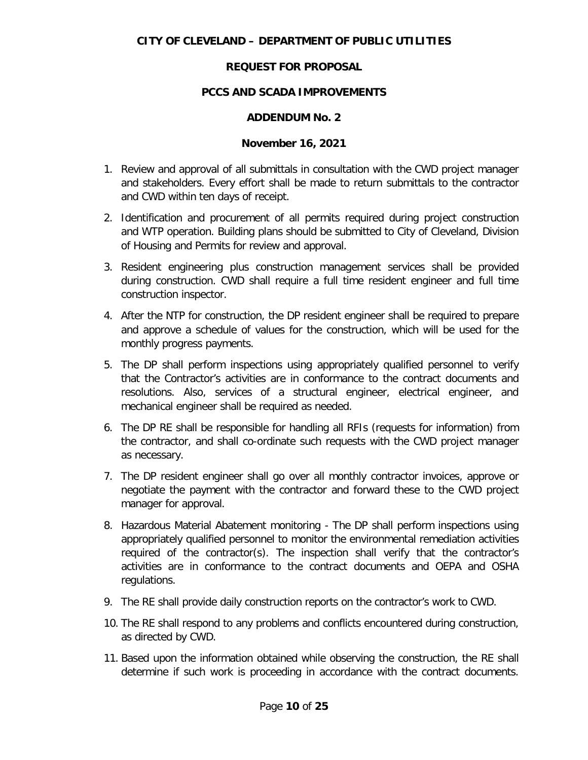1. Review and approval of all submittals in consultation with the CWD project manager and stakeholders. Every effort shall be made to return submittals to the contractor and CWD within ten days of receipt.

2. Identification and procurement of all permits required during project construction and WTP operation. Building plans should be submitted to City of Cleveland, Division of Housing and Permits for review and approval.

3. Resident engineering plus construction management services shall be provided during construction. CWD shall require a full time resident engineer and full time construction inspector.

4. After the NTP for construction, the DP resident engineer shall be required to prepare and approve a schedule of values for the construction, which will be used for the monthly progress payments.

5. The DP shall perform inspections using appropriately qualified personnel to verify that the Contractor's activities are in conformance to the contract documents and resolutions. Also, services of a structural engineer, electrical engineer, and mechanical engineer shall be required as needed.

6. The DP RE shall be responsible for handling all RFIs (requests for information) from the contractor, and shall co-ordinate such requests with the CWD project manager as necessary.

7. The DP resident engineer shall go over all monthly contractor invoices, approve or negotiate the payment with the contractor and forward these to the CWD project manager for approval.

8. Hazardous Material Abatement monitoring - The DP shall perform inspections using appropriately qualified personnel to monitor the environmental remediation activities required of the contractor(s). The inspection shall verify that the contractor's activities are in conformance to the contract documents and OEPA and OSHA regulations.

9. The RE shall provide daily construction reports on the contractor's work to CWD.

10. The RE shall respond to any problems and conflicts encountered during construction, as directed by CWD.

11. Based upon the information obtained while observing the construction, the RE shall determine if such work is proceeding in accordance with the contract documents.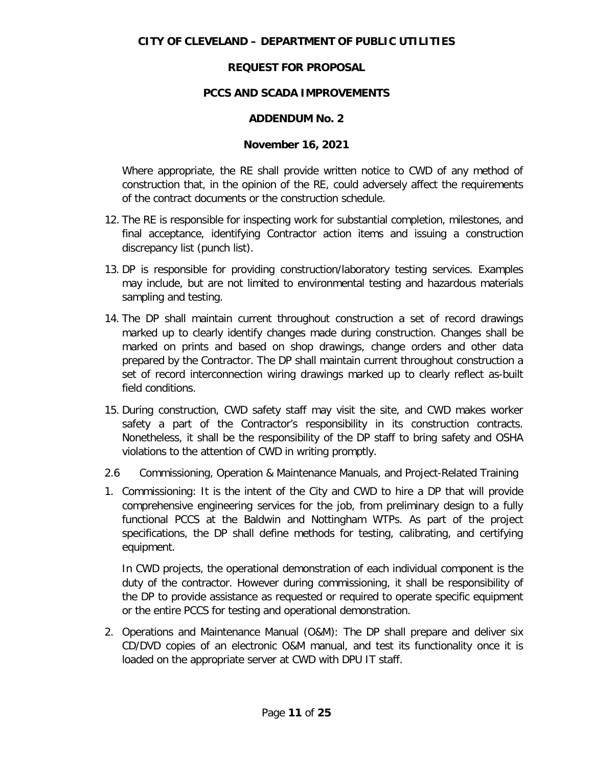Where appropriate, the RE shall provide written notice to CWD of any method of construction that, in the opinion of the RE, could adversely affect the requirements of the contract documents or the construction schedule.

12. The RE is responsible for inspecting work for substantial completion, milestones, and final acceptance, identifying Contractor action items and issuing a construction discrepancy list (punch list).
13. DP is responsible for providing construction/laboratory testing services. Examples may include, but are not limited to environmental testing and hazardous materials sampling and testing.
14. The DP shall maintain current throughout construction a set of record drawings marked up to clearly identify changes made during construction. Changes shall be marked on prints and based on shop drawings, change orders and other data prepared by the Contractor. The DP shall maintain current throughout construction a set of record interconnection wiring drawings marked up to clearly reflect as-built field conditions.
15. During construction, CWD safety staff may visit the site, and CWD makes worker safety a part of the Contractor's responsibility in its construction contracts. Nonetheless, it shall be the responsibility of the DP staff to bring safety and OSHA violations to the attention of CWD in writing promptly.

2.6 Commissioning, Operation & Maintenance Manuals, and Project-Related Training

1. Commissioning: It is the intent of the City and CWD to hire a DP that will provide comprehensive engineering services for the job, from preliminary design to a fully functional PCCS at the Baldwin and Nottingham WTPs. As part of the project specifications, the DP shall define methods for testing, calibrating, and certifying equipment.

   In CWD projects, the operational demonstration of each individual component is the duty of the contractor. However during commissioning, it shall be responsibility of the DP to provide assistance as requested or required to operate specific equipment or the entire PCCS for testing and operational demonstration.

2. Operations and Maintenance Manual (O&M): The DP shall prepare and deliver six CD/DVD copies of an electronic O&M manual, and test its functionality once it is loaded on the appropriate server at CWD with DPU IT staff.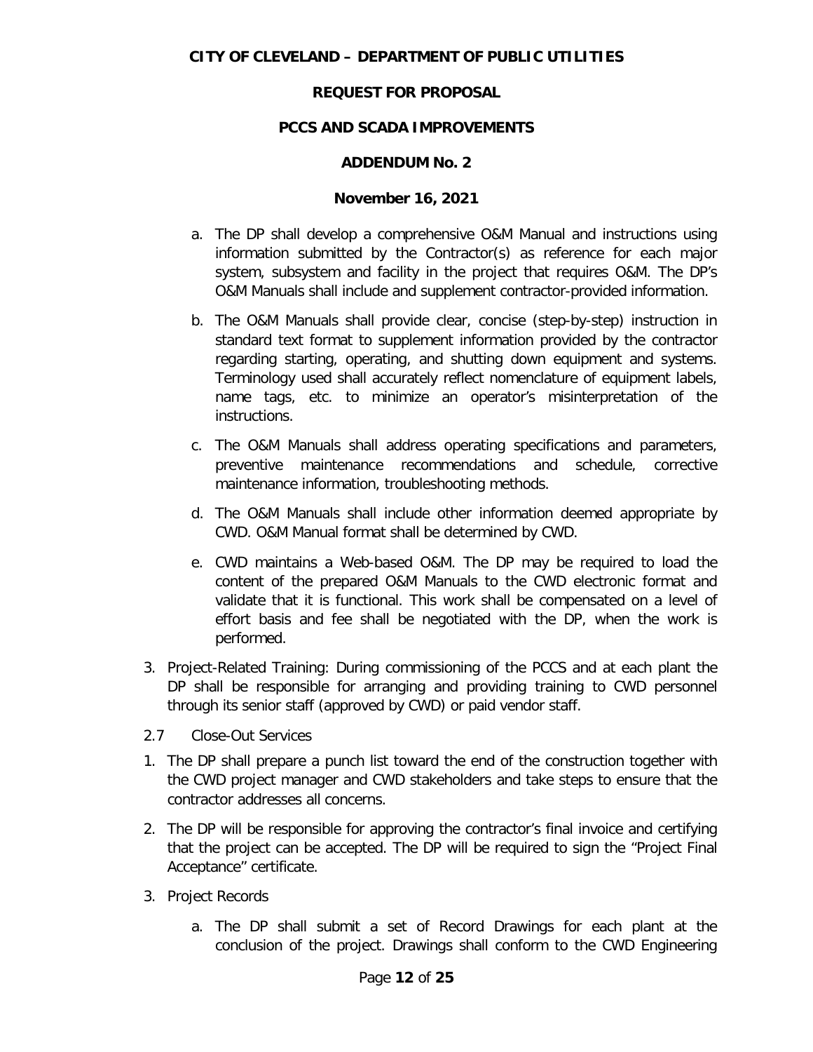a. The DP shall develop a comprehensive O&M Manual and instructions using information submitted by the Contractor(s) as reference for each major system, subsystem and facility in the project that requires O&M. The DP's O&M Manuals shall include and supplement contractor-provided information.

b. The O&M Manuals shall provide clear, concise (step-by-step) instruction in standard text format to supplement information provided by the contractor regarding starting, operating, and shutting down equipment and systems. Terminology used shall accurately reflect nomenclature of equipment labels, name tags, etc. to minimize an operator's misinterpretation of the instructions.

c. The O&M Manuals shall address operating specifications and parameters, preventive maintenance recommendations and schedule, corrective maintenance information, troubleshooting methods.

d. The O&M Manuals shall include other information deemed appropriate by CWD. O&M Manual format shall be determined by CWD.

e. CWD maintains a Web-based O&M. The DP may be required to load the content of the prepared O&M Manuals to the CWD electronic format and validate that it is functional. This work shall be compensated on a level of effort basis and fee shall be negotiated with the DP, when the work is performed.

3. Project-Related Training: During commissioning of the PCCS and at each plant the DP shall be responsible for arranging and providing training to CWD personnel through its senior staff (approved by CWD) or paid vendor staff.

2.7 Close-Out Services

1. The DP shall prepare a punch list toward the end of the construction together with the CWD project manager and CWD stakeholders and take steps to ensure that the contractor addresses all concerns.

2. The DP will be responsible for approving the contractor's final invoice and certifying that the project can be accepted. The DP will be required to sign the "Project Final Acceptance" certificate.

3. Project Records

   a. The DP shall submit a set of Record Drawings for each plant at the conclusion of the project. Drawings shall conform to the CWD Engineering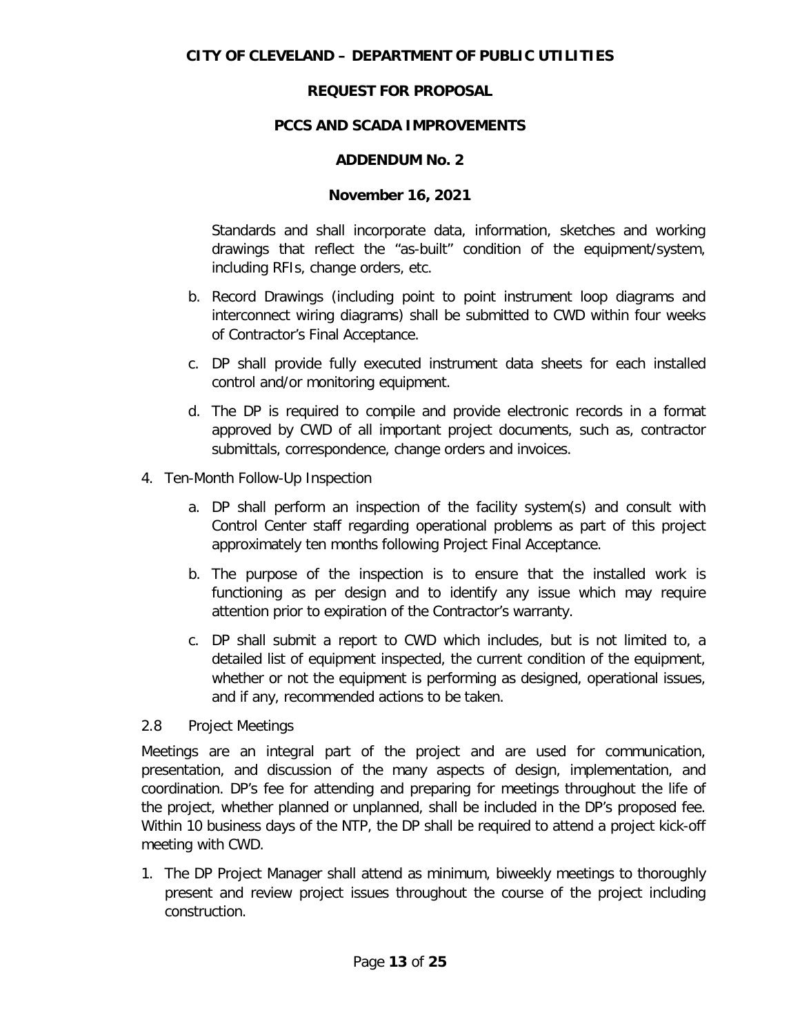Standards and shall incorporate data, information, sketches and working drawings that reflect the "as-built" condition of the equipment/system, including RFIs, change orders, etc.

b. Record Drawings (including point to point instrument loop diagrams and interconnect wiring diagrams) shall be submitted to CWD within four weeks of Contractor's Final Acceptance.

c. DP shall provide fully executed instrument data sheets for each installed control and/or monitoring equipment.

d. The DP is required to compile and provide electronic records in a format approved by CWD of all important project documents, such as, contractor submittals, correspondence, change orders and invoices.

4. Ten-Month Follow-Up Inspection

   a. DP shall perform an inspection of the facility system(s) and consult with Control Center staff regarding operational problems as part of this project approximately ten months following Project Final Acceptance.

   b. The purpose of the inspection is to ensure that the installed work is functioning as per design and to identify any issue which may require attention prior to expiration of the Contractor's warranty.

   c. DP shall submit a report to CWD which includes, but is not limited to, a detailed list of equipment inspected, the current condition of the equipment, whether or not the equipment is performing as designed, operational issues, and if any, recommended actions to be taken.

2.8 Project Meetings

Meetings are an integral part of the project and are used for communication, presentation, and discussion of the many aspects of design, implementation, and coordination. DP's fee for attending and preparing for meetings throughout the life of the project, whether planned or unplanned, shall be included in the DP's proposed fee. Within 10 business days of the NTP, the DP shall be required to attend a project kick-off meeting with CWD.

1. The DP Project Manager shall attend as minimum, biweekly meetings to thoroughly present and review project issues throughout the course of the project including construction.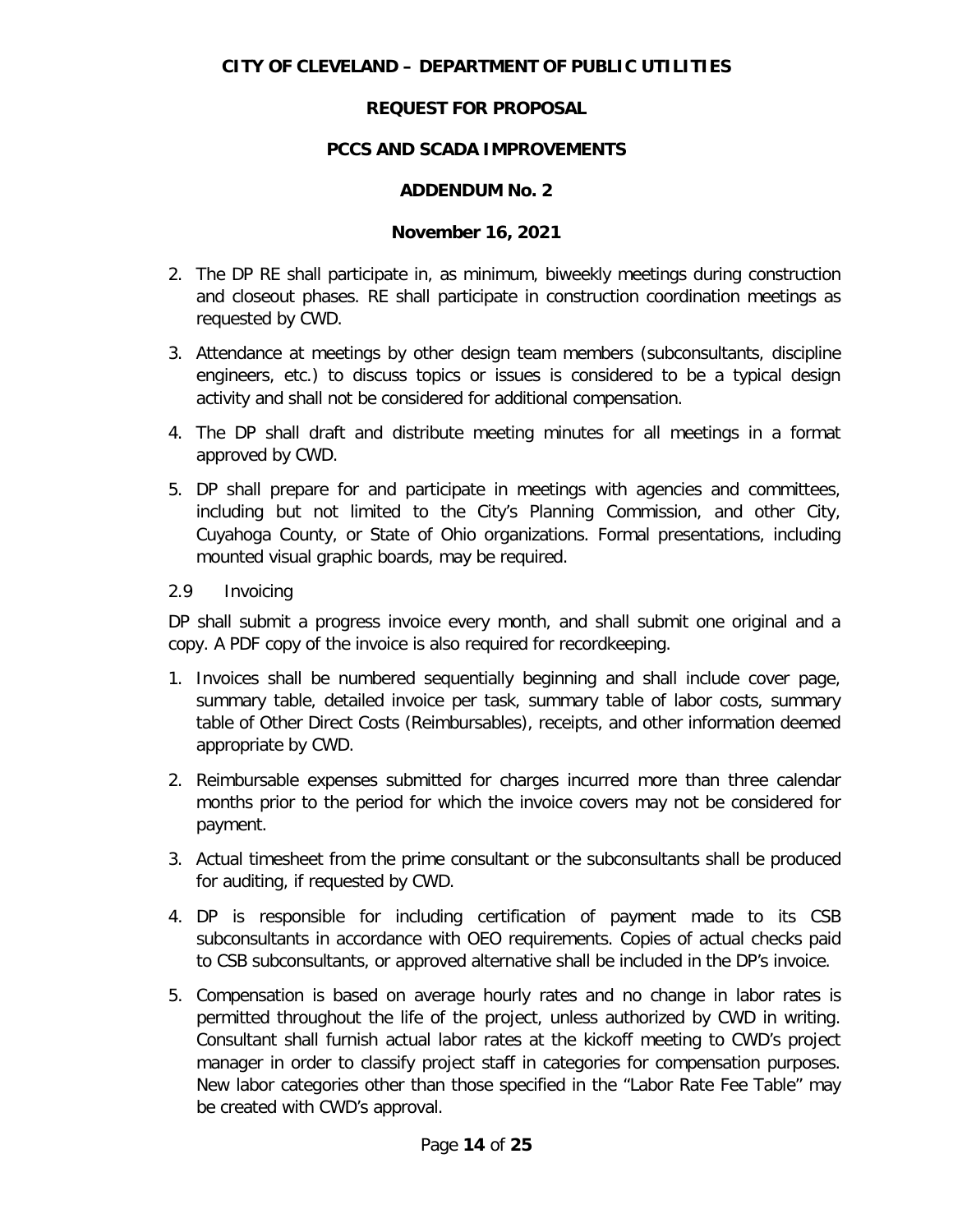2. The DP RE shall participate in, as minimum, biweekly meetings during construction and closeout phases. RE shall participate in construction coordination meetings as requested by CWD.
3. Attendance at meetings by other design team members (subconsultants, discipline engineers, etc.) to discuss topics or issues is considered to be a typical design activity and shall not be considered for additional compensation.
4. The DP shall draft and distribute meeting minutes for all meetings in a format approved by CWD.
5. DP shall prepare for and participate in meetings with agencies and committees, including but not limited to the City's Planning Commission, and other City, Cuyahoga County, or State of Ohio organizations. Formal presentations, including mounted visual graphic boards, may be required.

2.9 Invoicing

DP shall submit a progress invoice every month, and shall submit one original and a copy. A PDF copy of the invoice is also required for recordkeeping.

1. Invoices shall be numbered sequentially beginning and shall include cover page, summary table, detailed invoice per task, summary table of labor costs, summary table of Other Direct Costs (Reimbursables), receipts, and other information deemed appropriate by CWD.
2. Reimbursable expenses submitted for charges incurred more than three calendar months prior to the period for which the invoice covers may not be considered for payment.
3. Actual timesheet from the prime consultant or the subconsultants shall be produced for auditing, if requested by CWD.
4. DP is responsible for including certification of payment made to its CSB subconsultants in accordance with OEO requirements. Copies of actual checks paid to CSB subconsultants, or approved alternative shall be included in the DP's invoice.
5. Compensation is based on average hourly rates and no change in labor rates is permitted throughout the life of the project, unless authorized by CWD in writing. Consultant shall furnish actual labor rates at the kickoff meeting to CWD's project manager in order to classify project staff in categories for compensation purposes. New labor categories other than those specified in the "Labor Rate Fee Table" may be created with CWD's approval.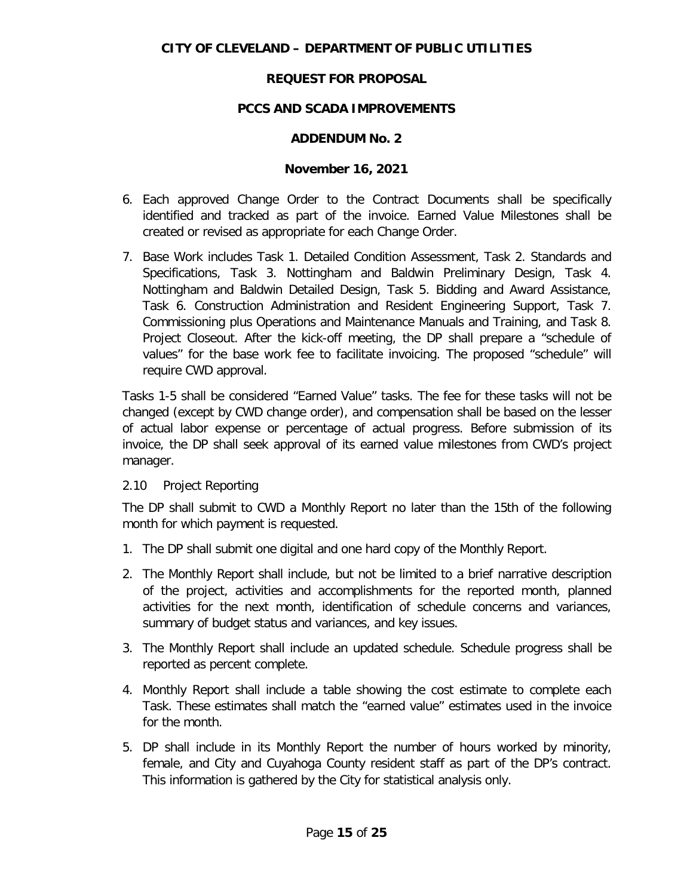6. Each approved Change Order to the Contract Documents shall be specifically identified and tracked as part of the invoice. Earned Value Milestones shall be created or revised as appropriate for each Change Order.

7. Base Work includes Task 1. Detailed Condition Assessment, Task 2. Standards and Specifications, Task 3. Nottingham and Baldwin Preliminary Design, Task 4. Nottingham and Baldwin Detailed Design, Task 5. Bidding and Award Assistance, Task 6. Construction Administration and Resident Engineering Support, Task 7. Commissioning plus Operations and Maintenance Manuals and Training, and Task 8. Project Closeout. After the kick-off meeting, the DP shall prepare a "schedule of values" for the base work fee to facilitate invoicing. The proposed "schedule" will require CWD approval.

Tasks 1-5 shall be considered "Earned Value" tasks. The fee for these tasks will not be changed (except by CWD change order), and compensation shall be based on the lesser of actual labor expense or percentage of actual progress. Before submission of its invoice, the DP shall seek approval of its earned value milestones from CWD's project manager.

### 2.10 Project Reporting

The DP shall submit to CWD a Monthly Report no later than the 15th of the following month for which payment is requested.

1. The DP shall submit one digital and one hard copy of the Monthly Report.
2. The Monthly Report shall include, but not be limited to a brief narrative description of the project, activities and accomplishments for the reported month, planned activities for the next month, identification of schedule concerns and variances, summary of budget status and variances, and key issues.
3. The Monthly Report shall include an updated schedule. Schedule progress shall be reported as percent complete.
4. Monthly Report shall include a table showing the cost estimate to complete each Task. These estimates shall match the "earned value" estimates used in the invoice for the month.
5. DP shall include in its Monthly Report the number of hours worked by minority, female, and City and Cuyahoga County resident staff as part of the DP's contract. This information is gathered by the City for statistical analysis only.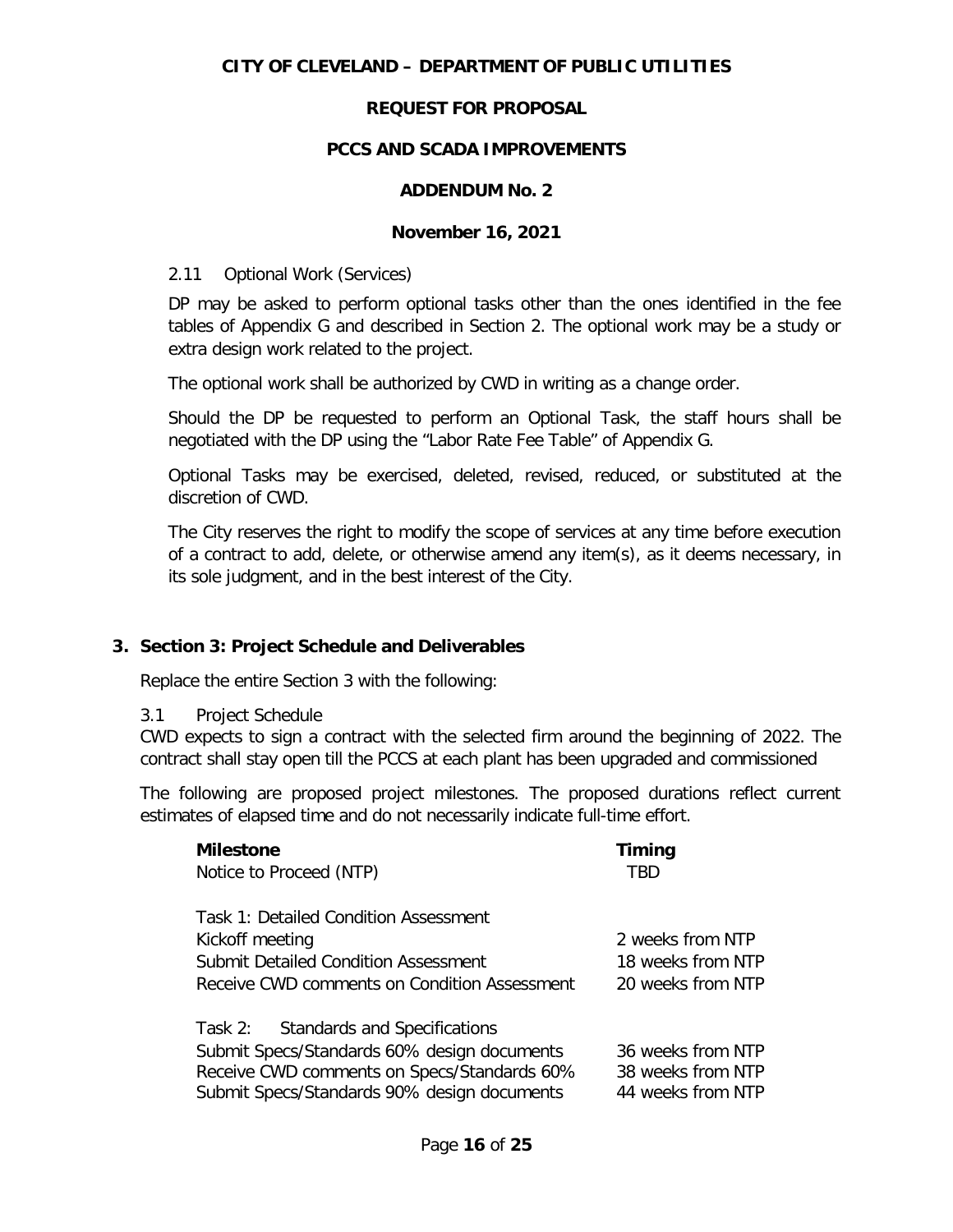CITY OF CLEVELAND – DEPARTMENT OF PUBLIC UTILITIES

REQUEST FOR PROPOSAL

PCCS AND SCADA IMPROVEMENTS

ADDENDUM No. 2

November 16, 2021

2.11 Optional Work (Services)

DP may be asked to perform optional tasks other than the ones identified in the fee tables of Appendix G and described in Section 2. The optional work may be a study or extra design work related to the project.

The optional work shall be authorized by CWD in writing as a change order.

Should the DP be requested to perform an Optional Task, the staff hours shall be negotiated with the DP using the "Labor Rate Fee Table" of Appendix G.

Optional Tasks may be exercised, deleted, revised, reduced, or substituted at the discretion of CWD.

The City reserves the right to modify the scope of services at any time before execution of a contract to add, delete, or otherwise amend any item(s), as it deems necessary, in its sole judgment, and in the best interest of the City.

## 3. Section 3: Project Schedule and Deliverables

Replace the entire Section 3 with the following:

3.1 Project Schedule

CWD expects to sign a contract with the selected firm around the beginning of 2022. The contract shall stay open till the PCCS at each plant has been upgraded and commissioned

The following are proposed project milestones. The proposed durations reflect current estimates of elapsed time and do not necessarily indicate full-time effort.

| Milestone | Timing |
|---|---|
| Notice to Proceed (NTP) | TBD |
| Task 1: Detailed Condition Assessment | |
| Kickoff meeting | 2 weeks from NTP |
| Submit Detailed Condition Assessment | 18 weeks from NTP |
| Receive CWD comments on Condition Assessment | 20 weeks from NTP |
| Task 2: Standards and Specifications | |
| Submit Specs/Standards 60% design documents | 36 weeks from NTP |
| Receive CWD comments on Specs/Standards 60% | 38 weeks from NTP |
| Submit Specs/Standards 90% design documents | 44 weeks from NTP |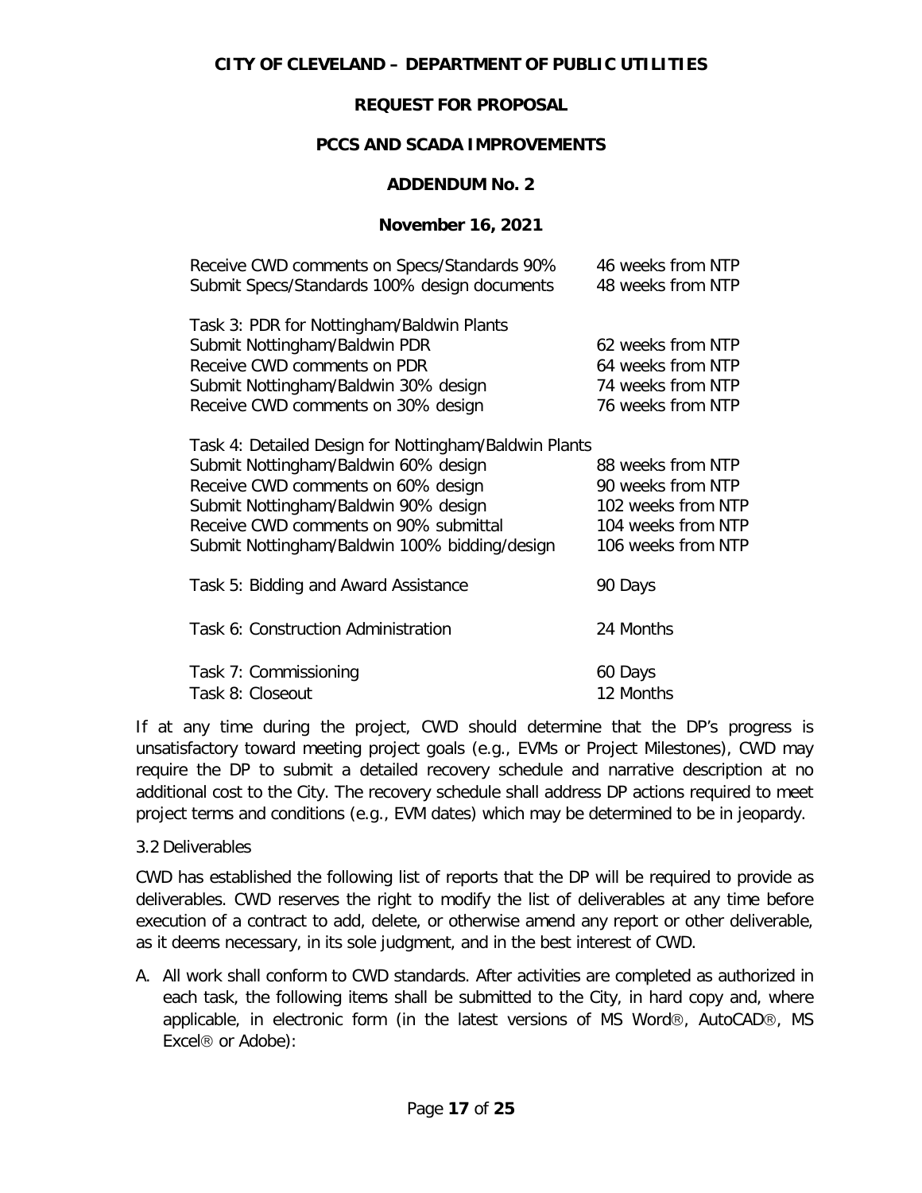**CITY OF CLEVELAND – DEPARTMENT OF PUBLIC UTILITIES**

**REQUEST FOR PROPOSAL**

**PCCS AND SCADA IMPROVEMENTS**

**ADDENDUM No. 2**

**November 16, 2021**

| | |
|---|---|
| Receive CWD comments on Specs/Standards 90% | 46 weeks from NTP |
| Submit Specs/Standards 100% design documents | 48 weeks from NTP |
| | |
| Task 3: PDR for Nottingham/Baldwin Plants | |
| Submit Nottingham/Baldwin PDR | 62 weeks from NTP |
| Receive CWD comments on PDR | 64 weeks from NTP |
| Submit Nottingham/Baldwin 30% design | 74 weeks from NTP |
| Receive CWD comments on 30% design | 76 weeks from NTP |
| | |
| Task 4: Detailed Design for Nottingham/Baldwin Plants | |
| Submit Nottingham/Baldwin 60% design | 88 weeks from NTP |
| Receive CWD comments on 60% design | 90 weeks from NTP |
| Submit Nottingham/Baldwin 90% design | 102 weeks from NTP |
| Receive CWD comments on 90% submittal | 104 weeks from NTP |
| Submit Nottingham/Baldwin 100% bidding/design | 106 weeks from NTP |
| | |
| Task 5: Bidding and Award Assistance | 90 Days |
| | |
| Task 6: Construction Administration | 24 Months |
| | |
| Task 7: Commissioning | 60 Days |
| Task 8: Closeout | 12 Months |

If at any time during the project, CWD should determine that the DP's progress is unsatisfactory toward meeting project goals (e.g., EVMs or Project Milestones), CWD may require the DP to submit a detailed recovery schedule and narrative description at no additional cost to the City. The recovery schedule shall address DP actions required to meet project terms and conditions (e.g., EVM dates) which may be determined to be in jeopardy.

3.2 Deliverables

CWD has established the following list of reports that the DP will be required to provide as deliverables. CWD reserves the right to modify the list of deliverables at any time before execution of a contract to add, delete, or otherwise amend any report or other deliverable, as it deems necessary, in its sole judgment, and in the best interest of CWD.

A. All work shall conform to CWD standards. After activities are completed as authorized in each task, the following items shall be submitted to the City, in hard copy and, where applicable, in electronic form (in the latest versions of MS Word®, AutoCAD®, MS Excel® or Adobe):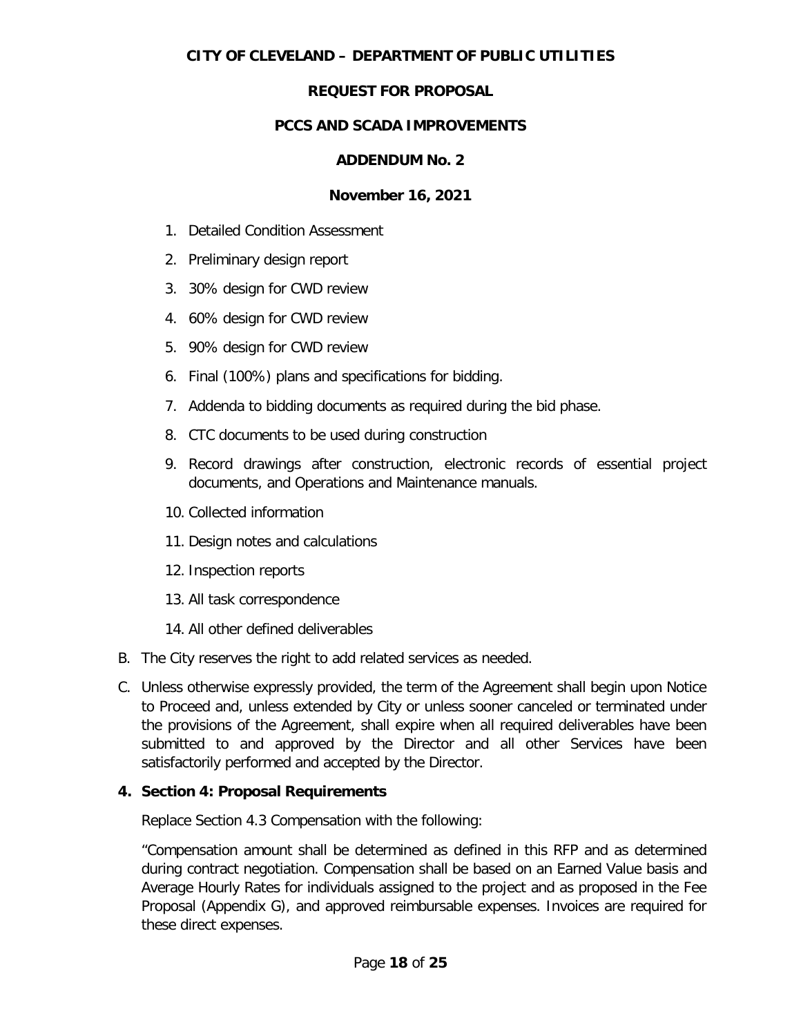1. Detailed Condition Assessment
2. Preliminary design report
3. 30% design for CWD review
4. 60% design for CWD review
5. 90% design for CWD review
6. Final (100%) plans and specifications for bidding.
7. Addenda to bidding documents as required during the bid phase.
8. CTC documents to be used during construction
9. Record drawings after construction, electronic records of essential project documents, and Operations and Maintenance manuals.
10. Collected information
11. Design notes and calculations
12. Inspection reports
13. All task correspondence
14. All other defined deliverables

B. The City reserves the right to add related services as needed.

C. Unless otherwise expressly provided, the term of the Agreement shall begin upon Notice to Proceed and, unless extended by City or unless sooner canceled or terminated under the provisions of the Agreement, shall expire when all required deliverables have been submitted to and approved by the Director and all other Services have been satisfactorily performed and accepted by the Director.

**4. Section 4: Proposal Requirements**

Replace Section 4.3 Compensation with the following:

"Compensation amount shall be determined as defined in this RFP and as determined during contract negotiation. Compensation shall be based on an Earned Value basis and Average Hourly Rates for individuals assigned to the project and as proposed in the Fee Proposal (Appendix G), and approved reimbursable expenses. Invoices are required for these direct expenses.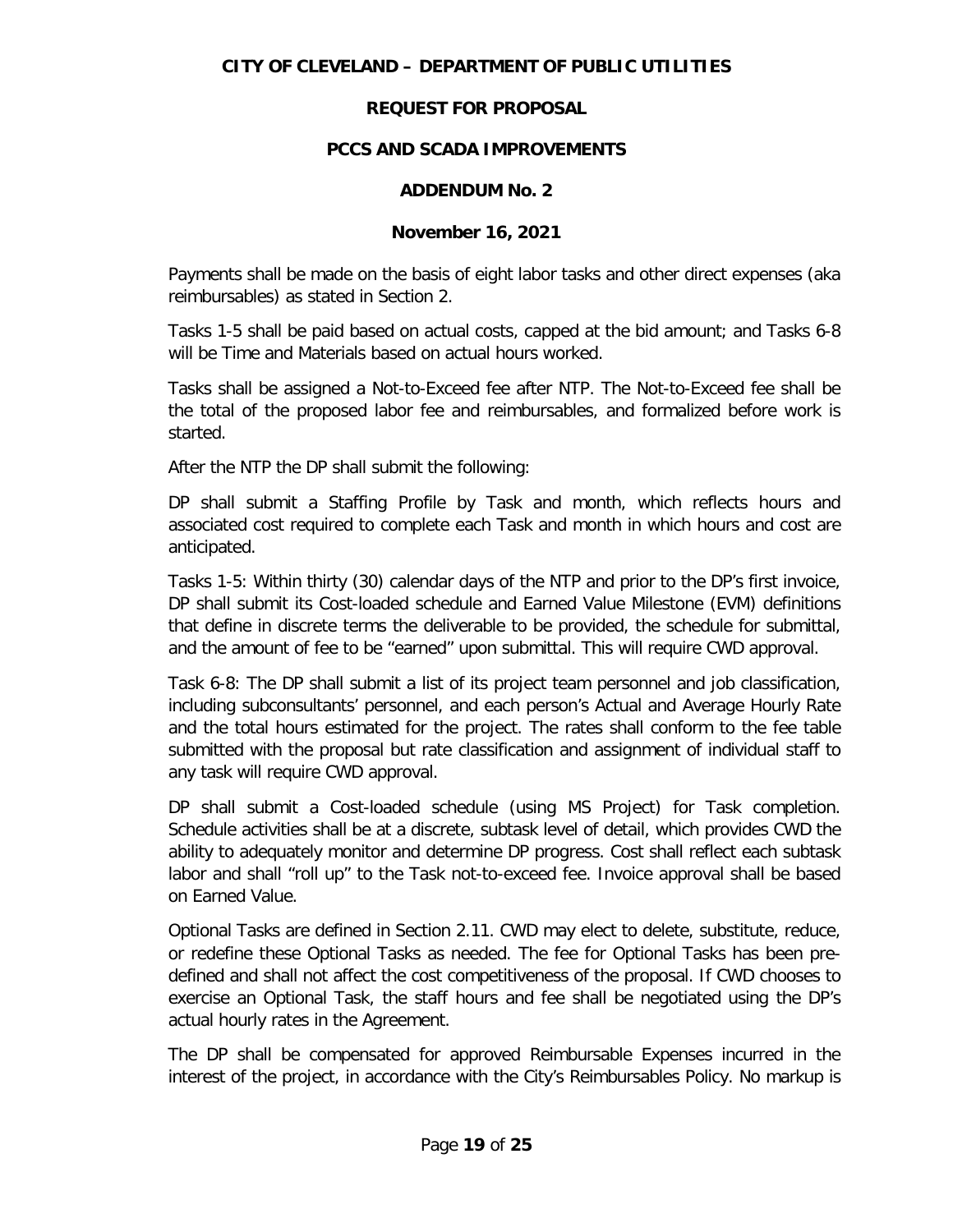Payments shall be made on the basis of eight labor tasks and other direct expenses (aka reimbursables) as stated in Section 2.

Tasks 1-5 shall be paid based on actual costs, capped at the bid amount; and Tasks 6-8 will be Time and Materials based on actual hours worked.

Tasks shall be assigned a Not-to-Exceed fee after NTP. The Not-to-Exceed fee shall be the total of the proposed labor fee and reimbursables, and formalized before work is started.

After the NTP the DP shall submit the following:

DP shall submit a Staffing Profile by Task and month, which reflects hours and associated cost required to complete each Task and month in which hours and cost are anticipated.

Tasks 1-5: Within thirty (30) calendar days of the NTP and prior to the DP's first invoice, DP shall submit its Cost-loaded schedule and Earned Value Milestone (EVM) definitions that define in discrete terms the deliverable to be provided, the schedule for submittal, and the amount of fee to be "earned" upon submittal. This will require CWD approval.

Task 6-8: The DP shall submit a list of its project team personnel and job classification, including subconsultants' personnel, and each person's Actual and Average Hourly Rate and the total hours estimated for the project. The rates shall conform to the fee table submitted with the proposal but rate classification and assignment of individual staff to any task will require CWD approval.

DP shall submit a Cost-loaded schedule (using MS Project) for Task completion. Schedule activities shall be at a discrete, subtask level of detail, which provides CWD the ability to adequately monitor and determine DP progress. Cost shall reflect each subtask labor and shall "roll up" to the Task not-to-exceed fee. Invoice approval shall be based on Earned Value.

Optional Tasks are defined in Section 2.11. CWD may elect to delete, substitute, reduce, or redefine these Optional Tasks as needed. The fee for Optional Tasks has been pre-defined and shall not affect the cost competitiveness of the proposal. If CWD chooses to exercise an Optional Task, the staff hours and fee shall be negotiated using the DP's actual hourly rates in the Agreement.

The DP shall be compensated for approved Reimbursable Expenses incurred in the interest of the project, in accordance with the City's Reimbursables Policy. No markup is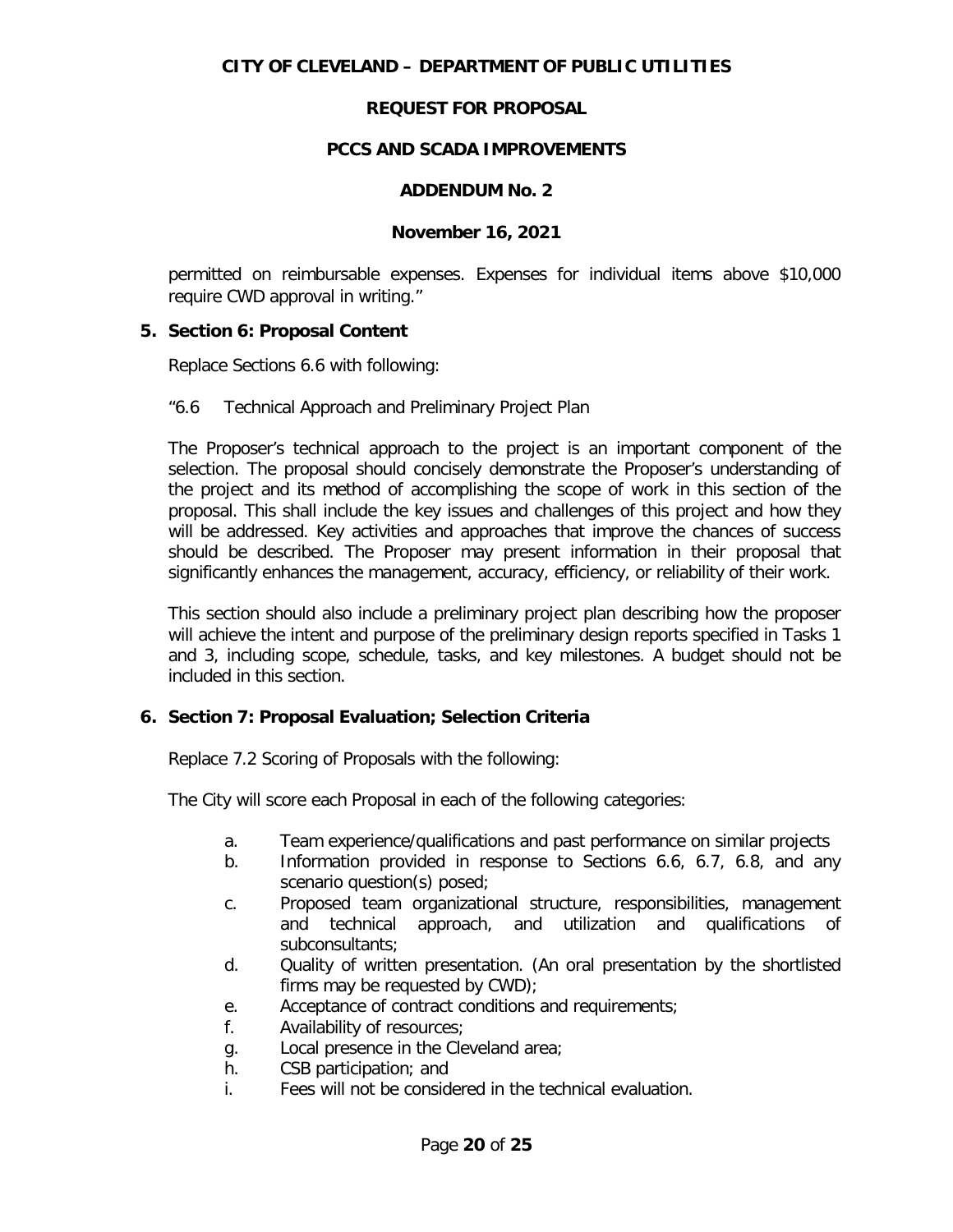permitted on reimbursable expenses. Expenses for individual items above $10,000 require CWD approval in writing."

**5. Section 6: Proposal Content**

Replace Sections 6.6 with following:

"6.6 Technical Approach and Preliminary Project Plan

The Proposer's technical approach to the project is an important component of the selection. The proposal should concisely demonstrate the Proposer's understanding of the project and its method of accomplishing the scope of work in this section of the proposal. This shall include the key issues and challenges of this project and how they will be addressed. Key activities and approaches that improve the chances of success should be described. The Proposer may present information in their proposal that significantly enhances the management, accuracy, efficiency, or reliability of their work.

This section should also include a preliminary project plan describing how the proposer will achieve the intent and purpose of the preliminary design reports specified in Tasks 1 and 3, including scope, schedule, tasks, and key milestones. A budget should not be included in this section.

**6. Section 7: Proposal Evaluation; Selection Criteria**

Replace 7.2 Scoring of Proposals with the following:

The City will score each Proposal in each of the following categories:

a. Team experience/qualifications and past performance on similar projects
b. Information provided in response to Sections 6.6, 6.7, 6.8, and any scenario question(s) posed;
c. Proposed team organizational structure, responsibilities, management and technical approach, and utilization and qualifications of subconsultants;
d. Quality of written presentation. (An oral presentation by the shortlisted firms may be requested by CWD);
e. Acceptance of contract conditions and requirements;
f. Availability of resources;
g. Local presence in the Cleveland area;
h. CSB participation; and
i. Fees will not be considered in the technical evaluation.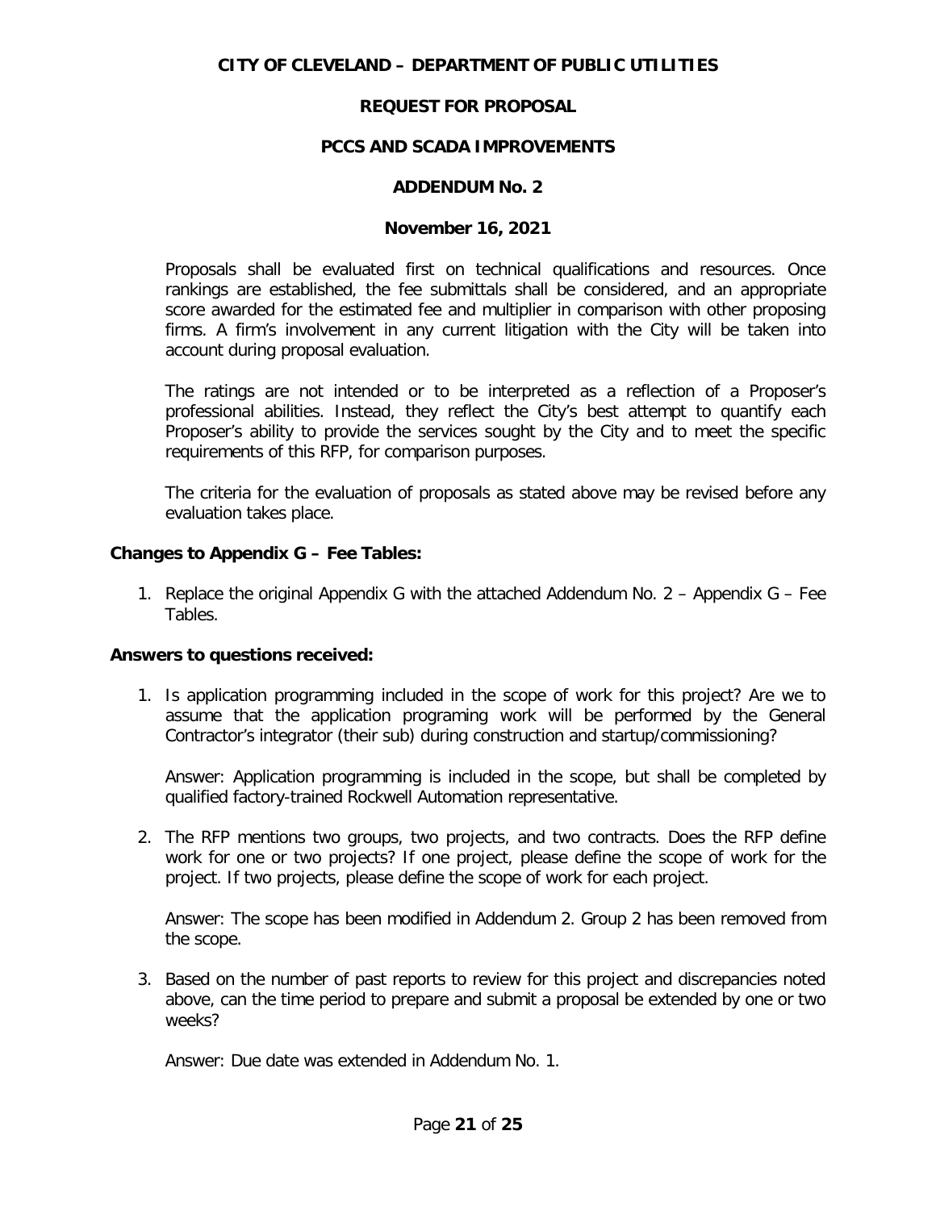**CITY OF CLEVELAND – DEPARTMENT OF PUBLIC UTILITIES**

**REQUEST FOR PROPOSAL**

**PCCS AND SCADA IMPROVEMENTS**

**ADDENDUM No. 2**

**November 16, 2021**

Proposals shall be evaluated first on technical qualifications and resources. Once rankings are established, the fee submittals shall be considered, and an appropriate score awarded for the estimated fee and multiplier in comparison with other proposing firms. A firm's involvement in any current litigation with the City will be taken into account during proposal evaluation.

The ratings are not intended or to be interpreted as a reflection of a Proposer's professional abilities. Instead, they reflect the City's best attempt to quantify each Proposer's ability to provide the services sought by the City and to meet the specific requirements of this RFP, for comparison purposes.

The criteria for the evaluation of proposals as stated above may be revised before any evaluation takes place.

**Changes to Appendix G – Fee Tables:**

1. Replace the original Appendix G with the attached Addendum No. 2 – Appendix G – Fee Tables.

**Answers to questions received:**

1. Is application programming included in the scope of work for this project? Are we to assume that the application programing work will be performed by the General Contractor's integrator (their sub) during construction and startup/commissioning?

   Answer: Application programming is included in the scope, but shall be completed by qualified factory-trained Rockwell Automation representative.

2. The RFP mentions two groups, two projects, and two contracts. Does the RFP define work for one or two projects? If one project, please define the scope of work for the project. If two projects, please define the scope of work for each project.

   Answer: The scope has been modified in Addendum 2. Group 2 has been removed from the scope.

3. Based on the number of past reports to review for this project and discrepancies noted above, can the time period to prepare and submit a proposal be extended by one or two weeks?

   Answer: Due date was extended in Addendum No. 1.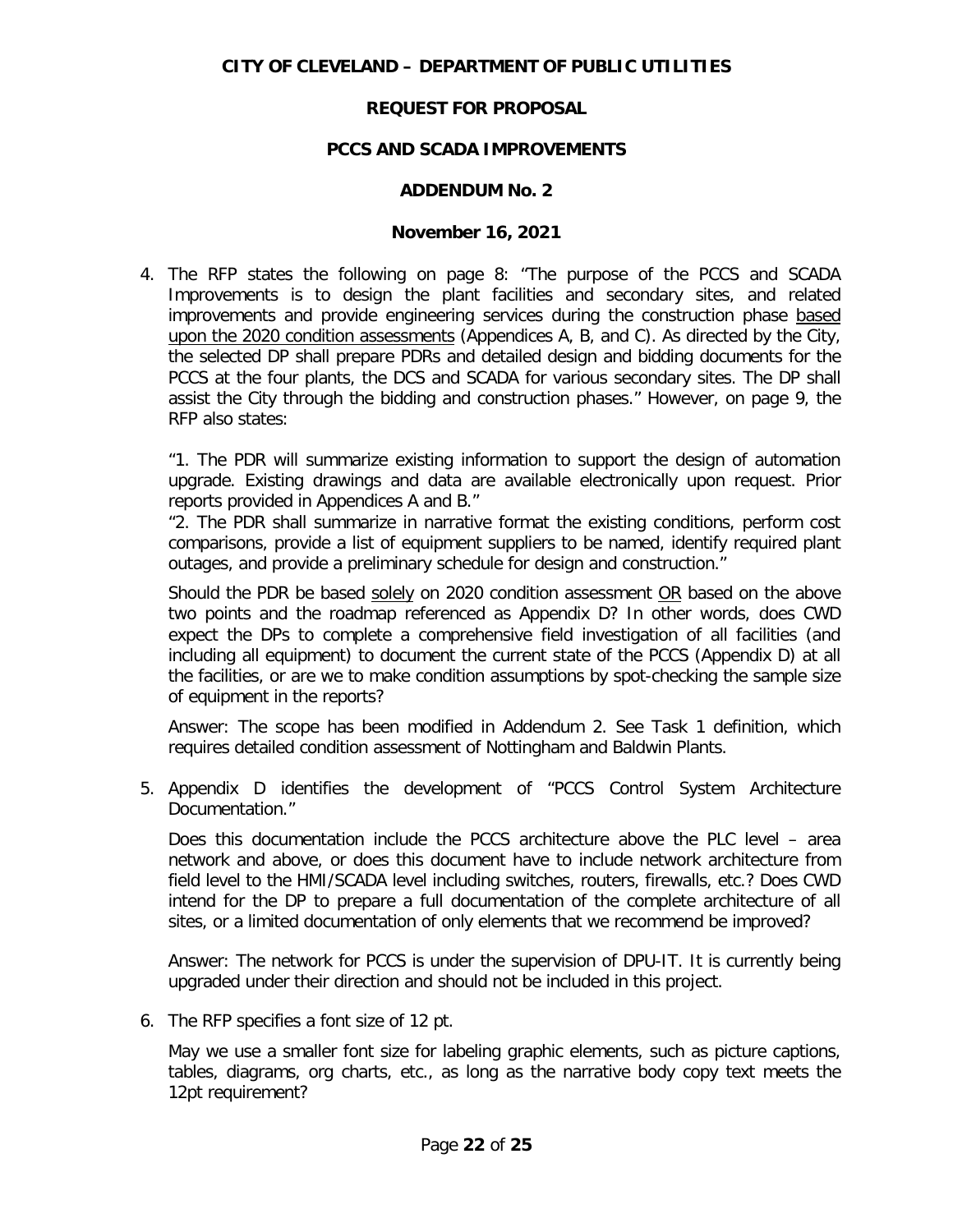**CITY OF CLEVELAND – DEPARTMENT OF PUBLIC UTILITIES**

**REQUEST FOR PROPOSAL**

**PCCS AND SCADA IMPROVEMENTS**

**ADDENDUM No. 2**

**November 16, 2021**

4. The RFP states the following on page 8: "The purpose of the PCCS and SCADA Improvements is to design the plant facilities and secondary sites, and related improvements and provide engineering services during the construction phase based upon the 2020 condition assessments (Appendices A, B, and C). As directed by the City, the selected DP shall prepare PDRs and detailed design and bidding documents for the PCCS at the four plants, the DCS and SCADA for various secondary sites. The DP shall assist the City through the bidding and construction phases." However, on page 9, the RFP also states:

   "1. The PDR will summarize existing information to support the design of automation upgrade. Existing drawings and data are available electronically upon request. Prior reports provided in Appendices A and B."

   "2. The PDR shall summarize in narrative format the existing conditions, perform cost comparisons, provide a list of equipment suppliers to be named, identify required plant outages, and provide a preliminary schedule for design and construction."

   Should the PDR be based solely on 2020 condition assessment OR based on the above two points and the roadmap referenced as Appendix D? In other words, does CWD expect the DPs to complete a comprehensive field investigation of all facilities (and including all equipment) to document the current state of the PCCS (Appendix D) at all the facilities, or are we to make condition assumptions by spot-checking the sample size of equipment in the reports?

   Answer: The scope has been modified in Addendum 2. See Task 1 definition, which requires detailed condition assessment of Nottingham and Baldwin Plants.

5. Appendix D identifies the development of "PCCS Control System Architecture Documentation."

   Does this documentation include the PCCS architecture above the PLC level – area network and above, or does this document have to include network architecture from field level to the HMI/SCADA level including switches, routers, firewalls, etc.? Does CWD intend for the DP to prepare a full documentation of the complete architecture of all sites, or a limited documentation of only elements that we recommend be improved?

   Answer: The network for PCCS is under the supervision of DPU-IT. It is currently being upgraded under their direction and should not be included in this project.

6. The RFP specifies a font size of 12 pt.

   May we use a smaller font size for labeling graphic elements, such as picture captions, tables, diagrams, org charts, etc., as long as the narrative body copy text meets the 12pt requirement?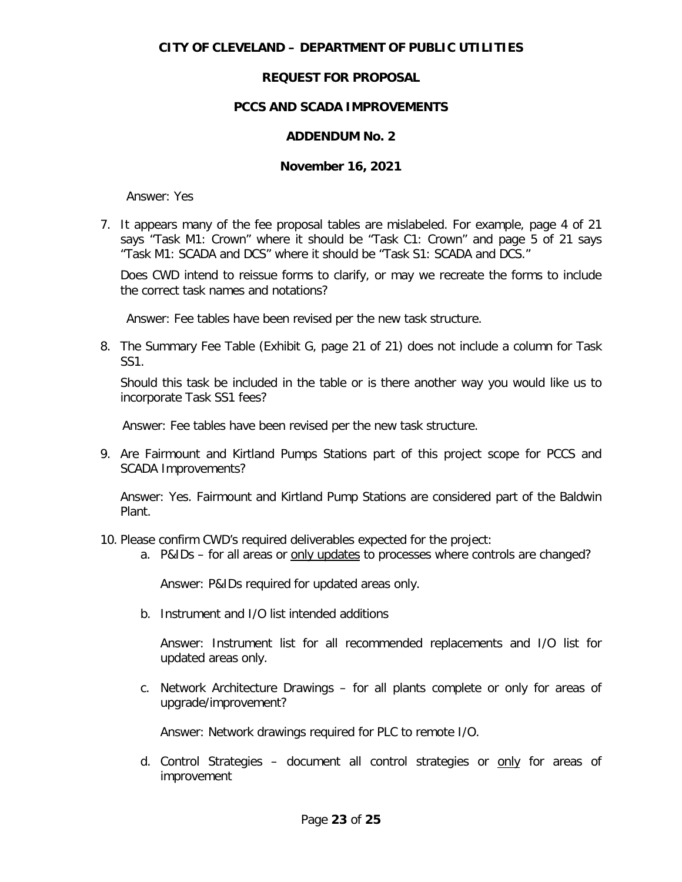Answer: Yes

7. It appears many of the fee proposal tables are mislabeled. For example, page 4 of 21 says "Task M1: Crown" where it should be "Task C1: Crown" and page 5 of 21 says "Task M1: SCADA and DCS" where it should be "Task S1: SCADA and DCS."

   Does CWD intend to reissue forms to clarify, or may we recreate the forms to include the correct task names and notations?

   Answer: Fee tables have been revised per the new task structure.

8. The Summary Fee Table (Exhibit G, page 21 of 21) does not include a column for Task SS1.

   Should this task be included in the table or is there another way you would like us to incorporate Task SS1 fees?

   Answer: Fee tables have been revised per the new task structure.

9. Are Fairmount and Kirtland Pumps Stations part of this project scope for PCCS and SCADA Improvements?

   Answer: Yes. Fairmount and Kirtland Pump Stations are considered part of the Baldwin Plant.

10. Please confirm CWD's required deliverables expected for the project:

    a. P&IDs – for all areas or <u>only updates</u> to processes where controls are changed?

       Answer: P&IDs required for updated areas only.

    b. Instrument and I/O list intended additions

       Answer: Instrument list for all recommended replacements and I/O list for updated areas only.

    c. Network Architecture Drawings – for all plants complete or only for areas of upgrade/improvement?

       Answer: Network drawings required for PLC to remote I/O.

    d. Control Strategies – document all control strategies or <u>only</u> for areas of improvement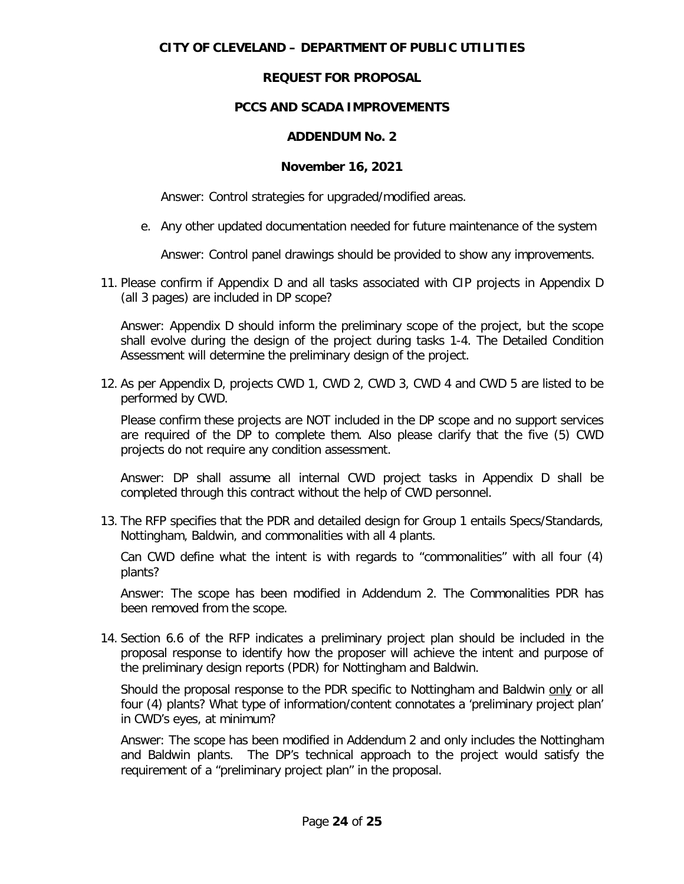Answer: Control strategies for upgraded/modified areas.

e. Any other updated documentation needed for future maintenance of the system

   Answer: Control panel drawings should be provided to show any improvements.

11. Please confirm if Appendix D and all tasks associated with CIP projects in Appendix D (all 3 pages) are included in DP scope?

    Answer: Appendix D should inform the preliminary scope of the project, but the scope shall evolve during the design of the project during tasks 1-4. The Detailed Condition Assessment will determine the preliminary design of the project.

12. As per Appendix D, projects CWD 1, CWD 2, CWD 3, CWD 4 and CWD 5 are listed to be performed by CWD.

    Please confirm these projects are NOT included in the DP scope and no support services are required of the DP to complete them. Also please clarify that the five (5) CWD projects do not require any condition assessment.

    Answer: DP shall assume all internal CWD project tasks in Appendix D shall be completed through this contract without the help of CWD personnel.

13. The RFP specifies that the PDR and detailed design for Group 1 entails Specs/Standards, Nottingham, Baldwin, and commonalities with all 4 plants.

    Can CWD define what the intent is with regards to "commonalities" with all four (4) plants?

    Answer: The scope has been modified in Addendum 2. The Commonalities PDR has been removed from the scope.

14. Section 6.6 of the RFP indicates a preliminary project plan should be included in the proposal response to identify how the proposer will achieve the intent and purpose of the preliminary design reports (PDR) for Nottingham and Baldwin.

    Should the proposal response to the PDR specific to Nottingham and Baldwin only or all four (4) plants? What type of information/content connotates a 'preliminary project plan' in CWD's eyes, at minimum?

    Answer: The scope has been modified in Addendum 2 and only includes the Nottingham and Baldwin plants. The DP's technical approach to the project would satisfy the requirement of a "preliminary project plan" in the proposal.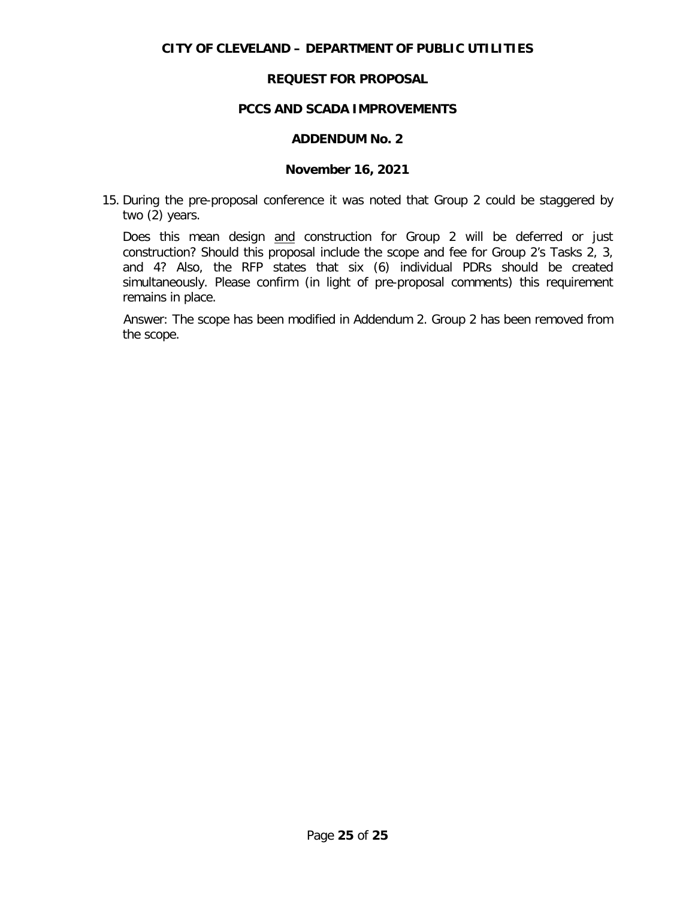15. During the pre-proposal conference it was noted that Group 2 could be staggered by two (2) years.

    Does this mean design <u>and</u> construction for Group 2 will be deferred or just construction? Should this proposal include the scope and fee for Group 2's Tasks 2, 3, and 4? Also, the RFP states that six (6) individual PDRs should be created simultaneously. Please confirm (in light of pre-proposal comments) this requirement remains in place.

    Answer: The scope has been modified in Addendum 2. Group 2 has been removed from the scope.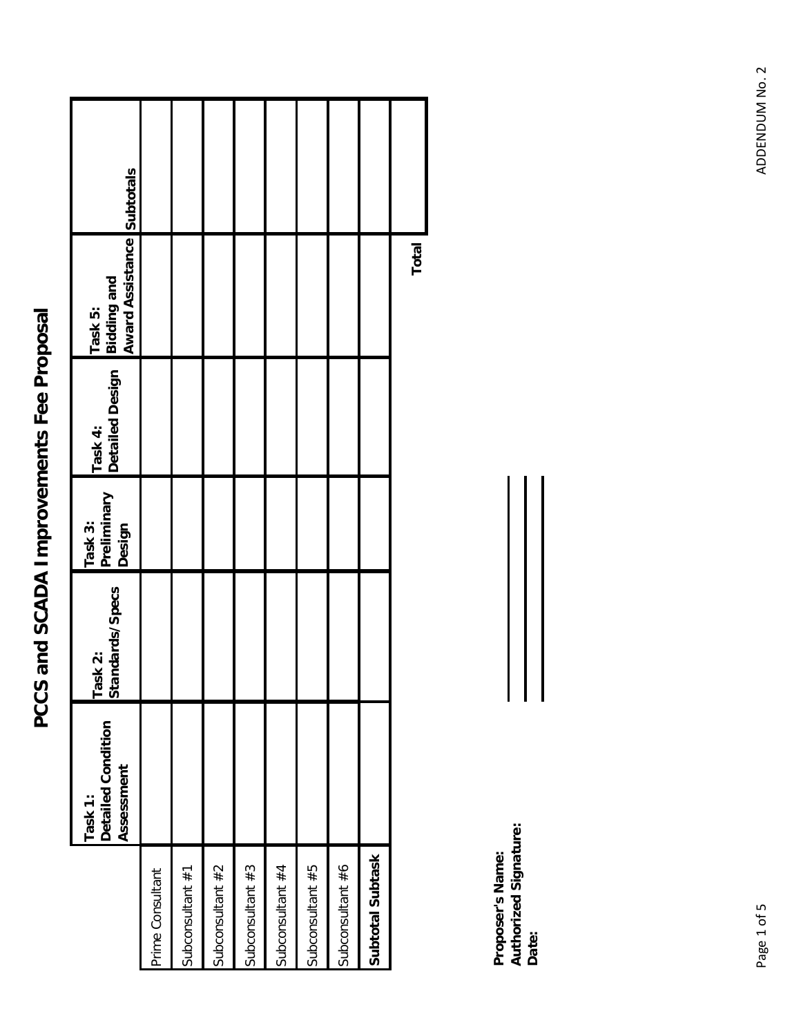# PCCS and SCADA Improvements Fee Proposal

| | Task 1: Detailed Condition Assessment | Task 2: Standards/Specs | Task 3: Preliminary Design | Task 4: Detailed Design | Task 5: Bidding and Award Assistance | Subtotals |
|---|---|---|---|---|---|---|
| Prime Consultant | | | | | | |
| Subconsultant #1 | | | | | | |
| Subconsultant #2 | | | | | | |
| Subconsultant #3 | | | | | | |
| Subconsultant #4 | | | | | | |
| Subconsultant #5 | | | | | | |
| Subconsultant #6 | | | | | | |
| **Subtotal Subtask** | | | | | | |
| | | | | | **Total** | |

**Proposer's Name:** ______________________

**Authorized Signature:** ______________________

**Date:** ______________________

ADDENDUM No. 2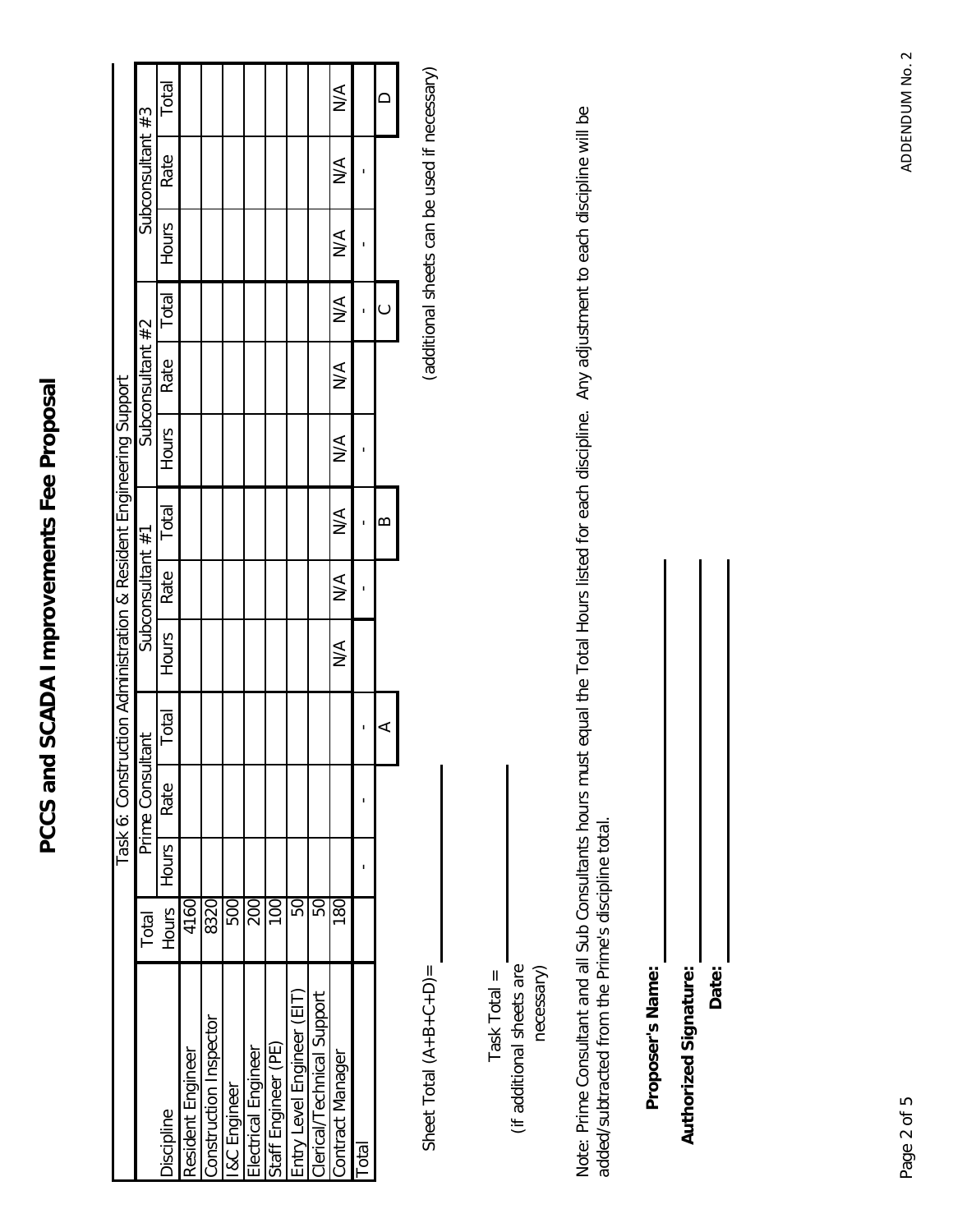# PCCS and SCADA Improvements Fee Proposal

| Discipline | Total Hours | Task 6: Construction Administration & Resident Engineering Support | | | | | | | | | | | |
|---|---|---|---|---|---|---|---|---|---|---|---|---|---|
| | | Prime Consultant | | | Subconsultant #1 | | | Subconsultant #2 | | | Subconsultant #3 | | |
| | | Hours | Rate | Total | Hours | Rate | Total | Hours | Rate | Total | Hours | Rate | Total |
| Resident Engineer | 4160 | | | | | | | | | | | | |
| Construction Inspector | 8320 | | | | | | | | | | | | |
| I&C Engineer | 500 | | | | | | | | | | | | |
| Electrical Engineer | 200 | | | | | | | | | | | | |
| Staff Engineer (PE) | 100 | | | | | | | | | | | | |
| Entry Level Engineer (EIT) | 50 | | | | | | | | | | | | |
| Clerical/Technical Support | 50 | | | | | | | | | | | | |
| Contract Manager | 180 | | | | N/A | N/A | N/A | N/A | N/A | N/A | N/A | N/A | N/A |
| Total | | - | - | - | | - | - | - | | - | - | - | |
| | | | | A | | | B | | | C | | | D |

Sheet Total (A+B+C+D)= ______________

(additional sheets can be used if necessary)

Task Total = ______________
(if additional sheets are necessary)

Note: Prime Consultant and all Sub Consultants hours must equal the Total Hours listed for each discipline. Any adjustment to each discipline will be added/subtracted from the Prime's discipline total.

**Proposer's Name:** ______________

**Authorized Signature:** ______________

**Date:** ______________

ADDENDUM No. 2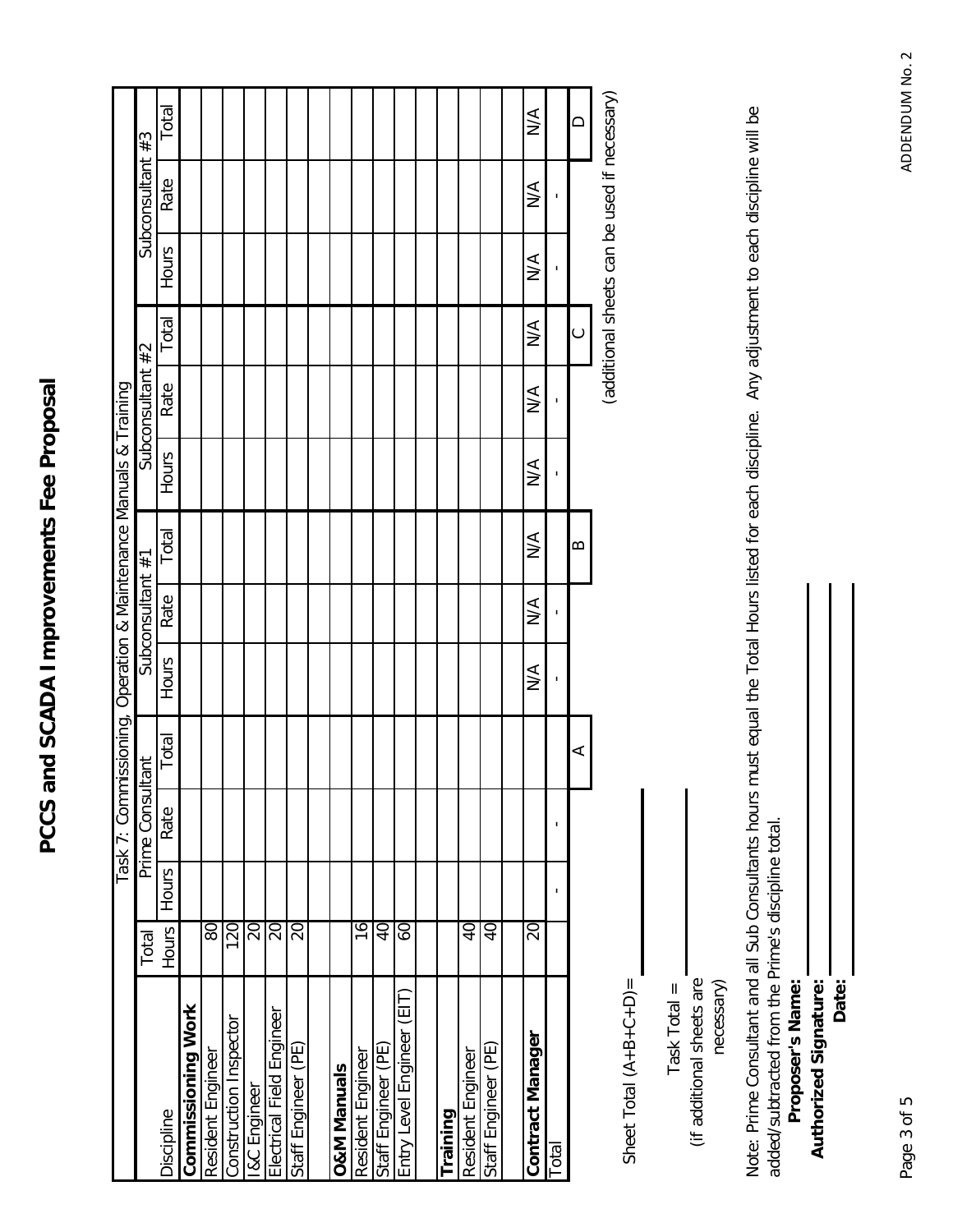# PCCS and SCADA Improvements Fee Proposal

| | | Task 7: Commissioning, Operation & Maintenance Manuals & Training | | | | | | | | | | | |
|---|---|---|---|---|---|---|---|---|---|---|---|---|---|
| | Total | Prime Consultant | | | Subconsultant #1 | | | Subconsultant #2 | | | Subconsultant #3 | | |
| Discipline | Hours | Hours | Rate | Total | Hours | Rate | Total | Hours | Rate | Total | Hours | Rate | Total |
| **Commisioning Work** | | | | | | | | | | | | | |
| Resident Engineer | 80 | | | | | | | | | | | | |
| Construction Inspector | 120 | | | | | | | | | | | | |
| I&C Engineer | 20 | | | | | | | | | | | | |
| Electrical Field Engineer | 20 | | | | | | | | | | | | |
| Staff Engineer (PE) | 20 | | | | | | | | | | | | |
| | | | | | | | | | | | | | |
| **O&M Manuals** | | | | | | | | | | | | | |
| Resident Engineer | 16 | | | | | | | | | | | | |
| Staff Engineer (PE) | 40 | | | | | | | | | | | | |
| Entry Level Engineer (EIT) | 60 | | | | | | | | | | | | |
| | | | | | | | | | | | | | |
| **Training** | | | | | | | | | | | | | |
| Resident Engineer | 40 | | | | | | | | | | | | |
| Staff Engineer (PE) | 40 | | | | | | | | | | | | |
| | | | | | | | | | | | | | |
| **Contract Manager** | 20 | | | | N/A | N/A | N/A | N/A | N/A | N/A | N/A | N/A | N/A |
| Total | | - | - | | - | - | | - | - | | - | - | |
| | | | | A | | | B | | | C | | | D |

(additional sheets can be used if necessary)

Sheet Total (A+B+C+D)= ______________

Task Total = ______________
(if additional sheets are necessary)

Note: Prime Consultant and all Sub Consultants hours must equal the Total Hours listed for each discipline. Any adjustment to each discipline will be added/subtracted from the Prime's discipline total.

**Proposer's Name:** ______________

**Authorized Signature:** ______________

**Date:** ______________

ADDENDUM No. 2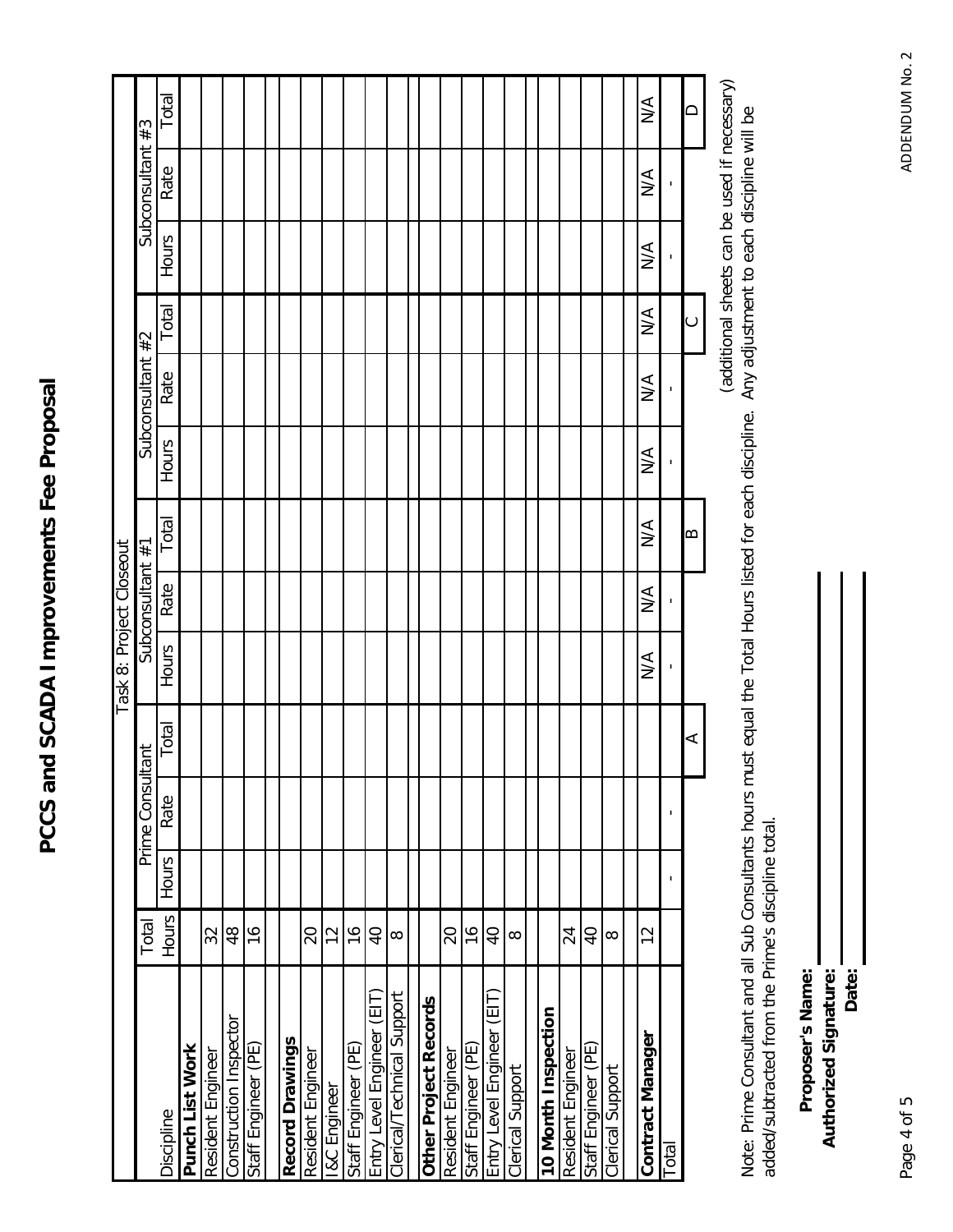# PCCS and SCADA Improvements Fee Proposal

| Task 8: Project Closeout | | | | | | | | | | | | | |
|---|---|---|---|---|---|---|---|---|---|---|---|---|---|
| Discipline | Total Hours | Prime Consultant | | | Subconsultant #1 | | | Subconsultant #2 | | | Subconsultant #3 | | |
| | | Hours | Rate | Total | Hours | Rate | Total | Hours | Rate | Total | Hours | Rate | Total |
| **Punch List Work** | | | | | | | | | | | | | |
| Resident Engineer | 32 | | | | | | | | | | | | |
| Construction Inspector | 48 | | | | | | | | | | | | |
| Staff Engineer (PE) | 16 | | | | | | | | | | | | |
| | | | | | | | | | | | | | |
| **Record Drawings** | | | | | | | | | | | | | |
| Resident Engineer | 20 | | | | | | | | | | | | |
| I&C Engineer | 12 | | | | | | | | | | | | |
| Staff Engineer (PE) | 16 | | | | | | | | | | | | |
| Entry Level Engineer (EIT) | 40 | | | | | | | | | | | | |
| Clerical/Technical Support | 8 | | | | | | | | | | | | |
| | | | | | | | | | | | | | |
| **Other Project Records** | | | | | | | | | | | | | |
| Resident Engineer | 20 | | | | | | | | | | | | |
| Staff Engineer (PE) | 16 | | | | | | | | | | | | |
| Entry Level Engineer (EIT) | 40 | | | | | | | | | | | | |
| Clerical Support | 8 | | | | | | | | | | | | |
| | | | | | | | | | | | | | |
| **10 Month Inspection** | | | | | | | | | | | | | |
| Resident Engineer | 24 | | | | | | | | | | | | |
| Staff Engineer (PE) | 40 | | | | | | | | | | | | |
| Clerical Support | 8 | | | | | | | | | | | | |
| | | | | | | | | | | | | | |
| **Contract Manager** | 12 | | | | N/A | N/A | N/A | N/A | N/A | N/A | N/A | N/A | N/A |
| Total | | - | - | | - | - | | - | - | | - | - | |
| | | | | A | | | B | | | C | | | D |

(additional sheets can be used if necessary)

Note: Prime Consultant and all Sub Consultants hours must equal the Total Hours listed for each discipline. Any adjustment to each discipline will be added/subtracted from the Prime's discipline total.

**Proposer's Name:** ____________________

**Authorized Signature:** ____________________

**Date:** ____________________

ADDENDUM No. 2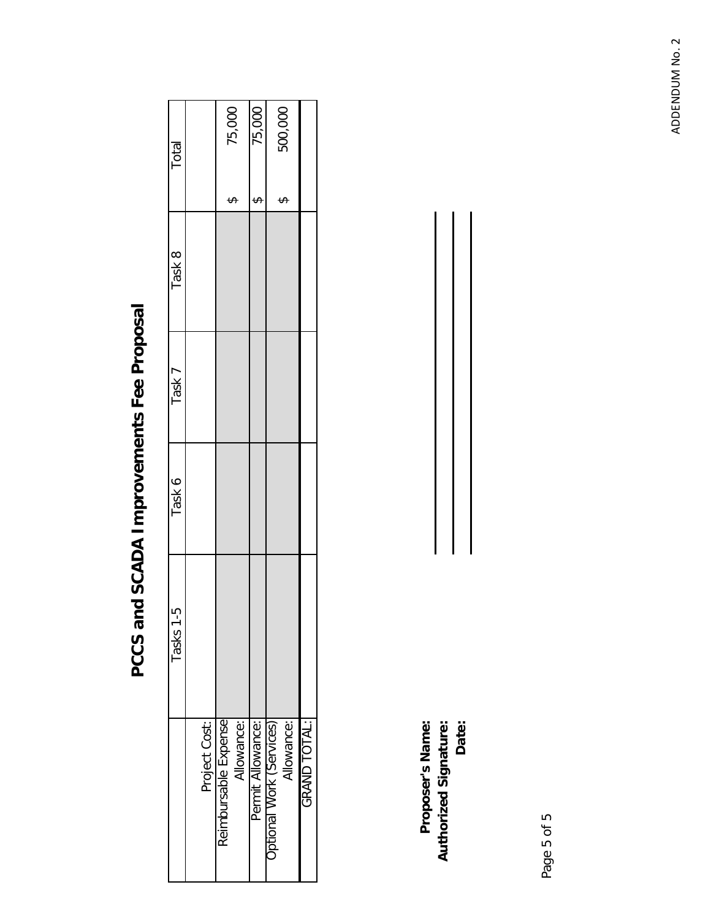# PCCS and SCADA Improvements Fee Proposal

| | Tasks 1-5 | Task 6 | Task 7 | Task 8 | Total |
|---|---|---|---|---|---|
| Project Cost: | | | | | |
| Reimbursable Expense Allowance: | | | | | $ 75,000 |
| Permit Allowance: | | | | | $ 75,000 |
| Optional Work (Services) Allowance: | | | | | $ 500,000 |
| GRAND TOTAL: | | | | | |

**Proposer's Name:** ______________________

**Authorized Signature:** ______________________

**Date:** ______________________

ADDENDUM No. 2